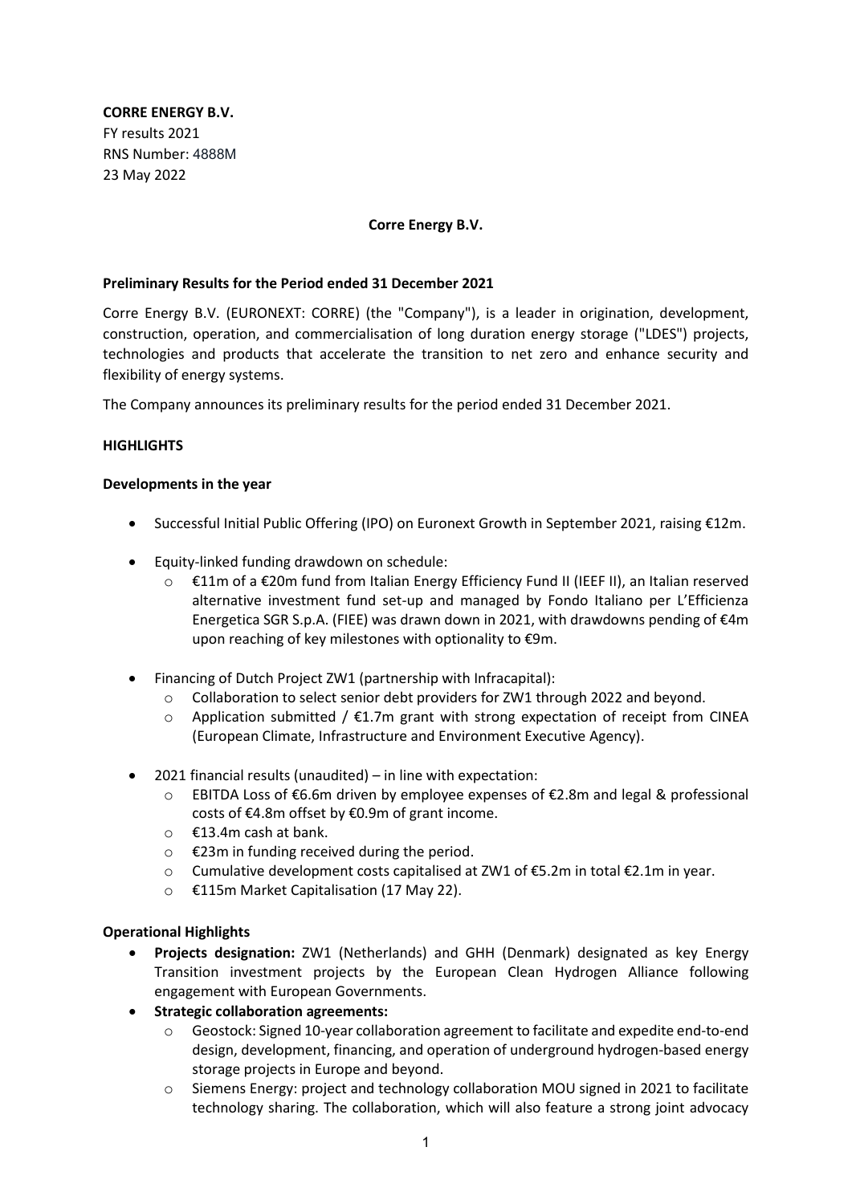**CORRE ENERGY B.V.**
FY results 2021
RNS Number: 4888M
23 May 2022

**Corre Energy B.V.**

**Preliminary Results for the Period ended 31 December 2021**

Corre Energy B.V. (EURONEXT: CORRE) (the "Company"), is a leader in origination, development, construction, operation, and commercialisation of long duration energy storage ("LDES") projects, technologies and products that accelerate the transition to net zero and enhance security and flexibility of energy systems.

The Company announces its preliminary results for the period ended 31 December 2021.

**HIGHLIGHTS**

**Developments in the year**

- Successful Initial Public Offering (IPO) on Euronext Growth in September 2021, raising €12m.
- Equity-linked funding drawdown on schedule:
  - €11m of a €20m fund from Italian Energy Efficiency Fund II (IEEF II), an Italian reserved alternative investment fund set-up and managed by Fondo Italiano per L'Efficienza Energetica SGR S.p.A. (FIEE) was drawn down in 2021, with drawdowns pending of €4m upon reaching of key milestones with optionality to €9m.
- Financing of Dutch Project ZW1 (partnership with Infracapital):
  - Collaboration to select senior debt providers for ZW1 through 2022 and beyond.
  - Application submitted / €1.7m grant with strong expectation of receipt from CINEA (European Climate, Infrastructure and Environment Executive Agency).
- 2021 financial results (unaudited) – in line with expectation:
  - EBITDA Loss of €6.6m driven by employee expenses of €2.8m and legal & professional costs of €4.8m offset by €0.9m of grant income.
  - €13.4m cash at bank.
  - €23m in funding received during the period.
  - Cumulative development costs capitalised at ZW1 of €5.2m in total €2.1m in year.
  - €115m Market Capitalisation (17 May 22).

**Operational Highlights**

- **Projects designation:** ZW1 (Netherlands) and GHH (Denmark) designated as key Energy Transition investment projects by the European Clean Hydrogen Alliance following engagement with European Governments.
- **Strategic collaboration agreements:**
  - Geostock: Signed 10-year collaboration agreement to facilitate and expedite end-to-end design, development, financing, and operation of underground hydrogen-based energy storage projects in Europe and beyond.
  - Siemens Energy: project and technology collaboration MOU signed in 2021 to facilitate technology sharing. The collaboration, which will also feature a strong joint advocacy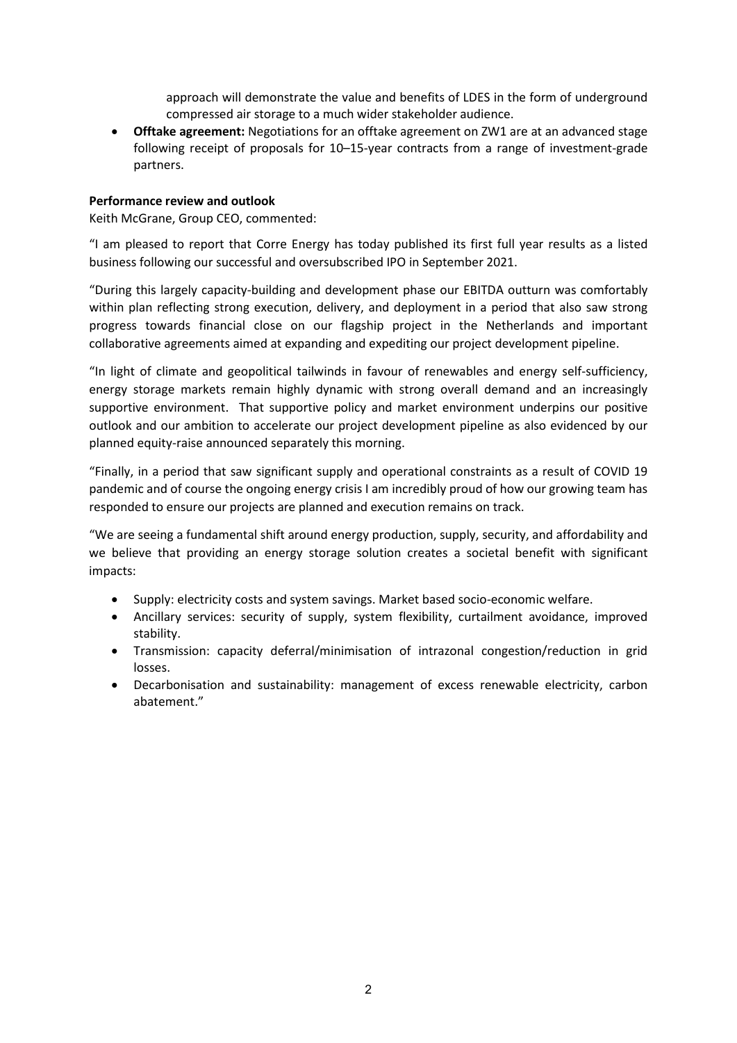approach will demonstrate the value and benefits of LDES in the form of underground compressed air storage to a much wider stakeholder audience.

- **Offtake agreement:** Negotiations for an offtake agreement on ZW1 are at an advanced stage following receipt of proposals for 10–15-year contracts from a range of investment-grade partners.

**Performance review and outlook**

Keith McGrane, Group CEO, commented:

"I am pleased to report that Corre Energy has today published its first full year results as a listed business following our successful and oversubscribed IPO in September 2021.

"During this largely capacity-building and development phase our EBITDA outturn was comfortably within plan reflecting strong execution, delivery, and deployment in a period that also saw strong progress towards financial close on our flagship project in the Netherlands and important collaborative agreements aimed at expanding and expediting our project development pipeline.

"In light of climate and geopolitical tailwinds in favour of renewables and energy self-sufficiency, energy storage markets remain highly dynamic with strong overall demand and an increasingly supportive environment. That supportive policy and market environment underpins our positive outlook and our ambition to accelerate our project development pipeline as also evidenced by our planned equity-raise announced separately this morning.

"Finally, in a period that saw significant supply and operational constraints as a result of COVID 19 pandemic and of course the ongoing energy crisis I am incredibly proud of how our growing team has responded to ensure our projects are planned and execution remains on track.

"We are seeing a fundamental shift around energy production, supply, security, and affordability and we believe that providing an energy storage solution creates a societal benefit with significant impacts:

- Supply: electricity costs and system savings. Market based socio-economic welfare.
- Ancillary services: security of supply, system flexibility, curtailment avoidance, improved stability.
- Transmission: capacity deferral/minimisation of intrazonal congestion/reduction in grid losses.
- Decarbonisation and sustainability: management of excess renewable electricity, carbon abatement."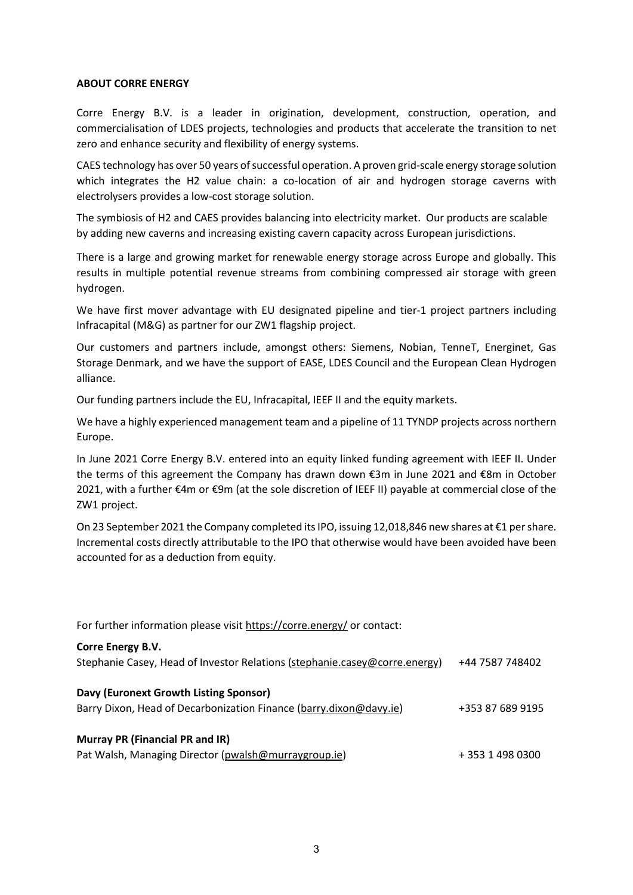**ABOUT CORRE ENERGY**

Corre Energy B.V. is a leader in origination, development, construction, operation, and commercialisation of LDES projects, technologies and products that accelerate the transition to net zero and enhance security and flexibility of energy systems.

CAES technology has over 50 years of successful operation. A proven grid-scale energy storage solution which integrates the H2 value chain: a co-location of air and hydrogen storage caverns with electrolysers provides a low-cost storage solution.

The symbiosis of H2 and CAES provides balancing into electricity market. Our products are scalable by adding new caverns and increasing existing cavern capacity across European jurisdictions.

There is a large and growing market for renewable energy storage across Europe and globally. This results in multiple potential revenue streams from combining compressed air storage with green hydrogen.

We have first mover advantage with EU designated pipeline and tier-1 project partners including Infracapital (M&G) as partner for our ZW1 flagship project.

Our customers and partners include, amongst others: Siemens, Nobian, TenneT, Energinet, Gas Storage Denmark, and we have the support of EASE, LDES Council and the European Clean Hydrogen alliance.

Our funding partners include the EU, Infracapital, IEEF II and the equity markets.

We have a highly experienced management team and a pipeline of 11 TYNDP projects across northern Europe.

In June 2021 Corre Energy B.V. entered into an equity linked funding agreement with IEEF II. Under the terms of this agreement the Company has drawn down €3m in June 2021 and €8m in October 2021, with a further €4m or €9m (at the sole discretion of IEEF II) payable at commercial close of the ZW1 project.

On 23 September 2021 the Company completed its IPO, issuing 12,018,846 new shares at €1 per share. Incremental costs directly attributable to the IPO that otherwise would have been avoided have been accounted for as a deduction from equity.

For further information please visit https://corre.energy/ or contact:

**Corre Energy B.V.**
Stephanie Casey, Head of Investor Relations (stephanie.casey@corre.energy) +44 7587 748402

**Davy (Euronext Growth Listing Sponsor)**
Barry Dixon, Head of Decarbonization Finance (barry.dixon@davy.ie) +353 87 689 9195

**Murray PR (Financial PR and IR)**
Pat Walsh, Managing Director (pwalsh@murraygroup.ie) + 353 1 498 0300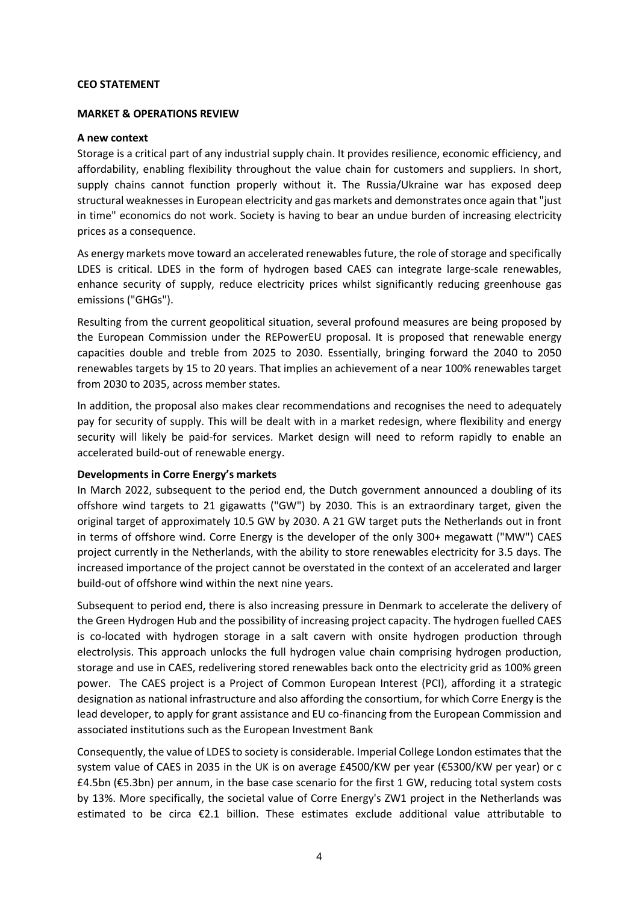**CEO STATEMENT**

**MARKET & OPERATIONS REVIEW**

**A new context**

Storage is a critical part of any industrial supply chain. It provides resilience, economic efficiency, and affordability, enabling flexibility throughout the value chain for customers and suppliers. In short, supply chains cannot function properly without it. The Russia/Ukraine war has exposed deep structural weaknesses in European electricity and gas markets and demonstrates once again that "just in time" economics do not work. Society is having to bear an undue burden of increasing electricity prices as a consequence.

As energy markets move toward an accelerated renewables future, the role of storage and specifically LDES is critical. LDES in the form of hydrogen based CAES can integrate large-scale renewables, enhance security of supply, reduce electricity prices whilst significantly reducing greenhouse gas emissions ("GHGs").

Resulting from the current geopolitical situation, several profound measures are being proposed by the European Commission under the REPowerEU proposal. It is proposed that renewable energy capacities double and treble from 2025 to 2030. Essentially, bringing forward the 2040 to 2050 renewables targets by 15 to 20 years. That implies an achievement of a near 100% renewables target from 2030 to 2035, across member states.

In addition, the proposal also makes clear recommendations and recognises the need to adequately pay for security of supply. This will be dealt with in a market redesign, where flexibility and energy security will likely be paid-for services. Market design will need to reform rapidly to enable an accelerated build-out of renewable energy.

**Developments in Corre Energy's markets**

In March 2022, subsequent to the period end, the Dutch government announced a doubling of its offshore wind targets to 21 gigawatts ("GW") by 2030. This is an extraordinary target, given the original target of approximately 10.5 GW by 2030. A 21 GW target puts the Netherlands out in front in terms of offshore wind. Corre Energy is the developer of the only 300+ megawatt ("MW") CAES project currently in the Netherlands, with the ability to store renewables electricity for 3.5 days. The increased importance of the project cannot be overstated in the context of an accelerated and larger build-out of offshore wind within the next nine years.

Subsequent to period end, there is also increasing pressure in Denmark to accelerate the delivery of the Green Hydrogen Hub and the possibility of increasing project capacity. The hydrogen fuelled CAES is co-located with hydrogen storage in a salt cavern with onsite hydrogen production through electrolysis. This approach unlocks the full hydrogen value chain comprising hydrogen production, storage and use in CAES, redelivering stored renewables back onto the electricity grid as 100% green power. The CAES project is a Project of Common European Interest (PCI), affording it a strategic designation as national infrastructure and also affording the consortium, for which Corre Energy is the lead developer, to apply for grant assistance and EU co-financing from the European Commission and associated institutions such as the European Investment Bank

Consequently, the value of LDES to society is considerable. Imperial College London estimates that the system value of CAES in 2035 in the UK is on average £4500/KW per year (€5300/KW per year) or c £4.5bn (€5.3bn) per annum, in the base case scenario for the first 1 GW, reducing total system costs by 13%. More specifically, the societal value of Corre Energy's ZW1 project in the Netherlands was estimated to be circa €2.1 billion. These estimates exclude additional value attributable to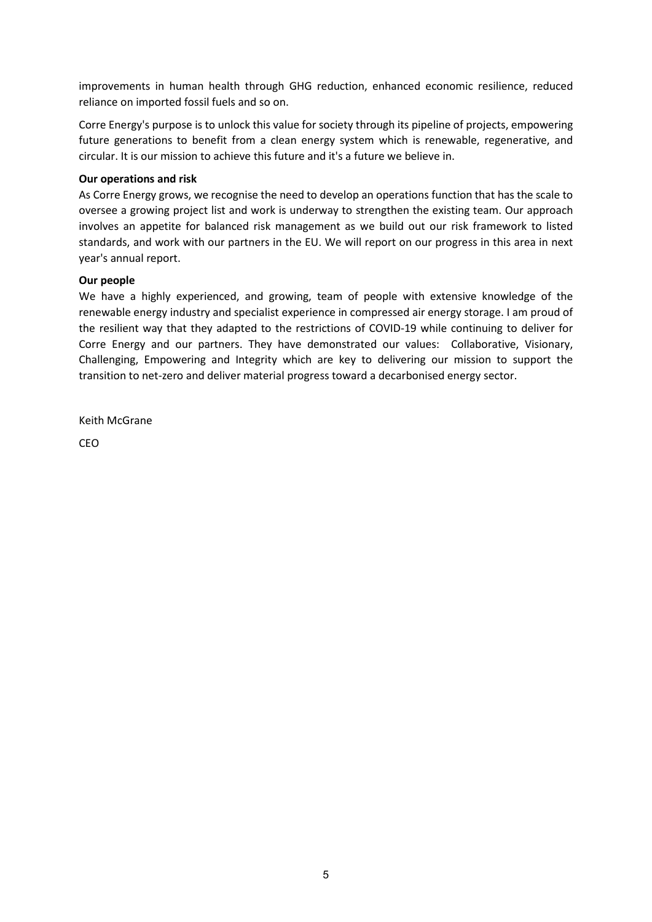improvements in human health through GHG reduction, enhanced economic resilience, reduced reliance on imported fossil fuels and so on.

Corre Energy's purpose is to unlock this value for society through its pipeline of projects, empowering future generations to benefit from a clean energy system which is renewable, regenerative, and circular. It is our mission to achieve this future and it's a future we believe in.

**Our operations and risk**

As Corre Energy grows, we recognise the need to develop an operations function that has the scale to oversee a growing project list and work is underway to strengthen the existing team. Our approach involves an appetite for balanced risk management as we build out our risk framework to listed standards, and work with our partners in the EU. We will report on our progress in this area in next year's annual report.

**Our people**

We have a highly experienced, and growing, team of people with extensive knowledge of the renewable energy industry and specialist experience in compressed air energy storage. I am proud of the resilient way that they adapted to the restrictions of COVID-19 while continuing to deliver for Corre Energy and our partners. They have demonstrated our values: Collaborative, Visionary, Challenging, Empowering and Integrity which are key to delivering our mission to support the transition to net-zero and deliver material progress toward a decarbonised energy sector.

Keith McGrane

CEO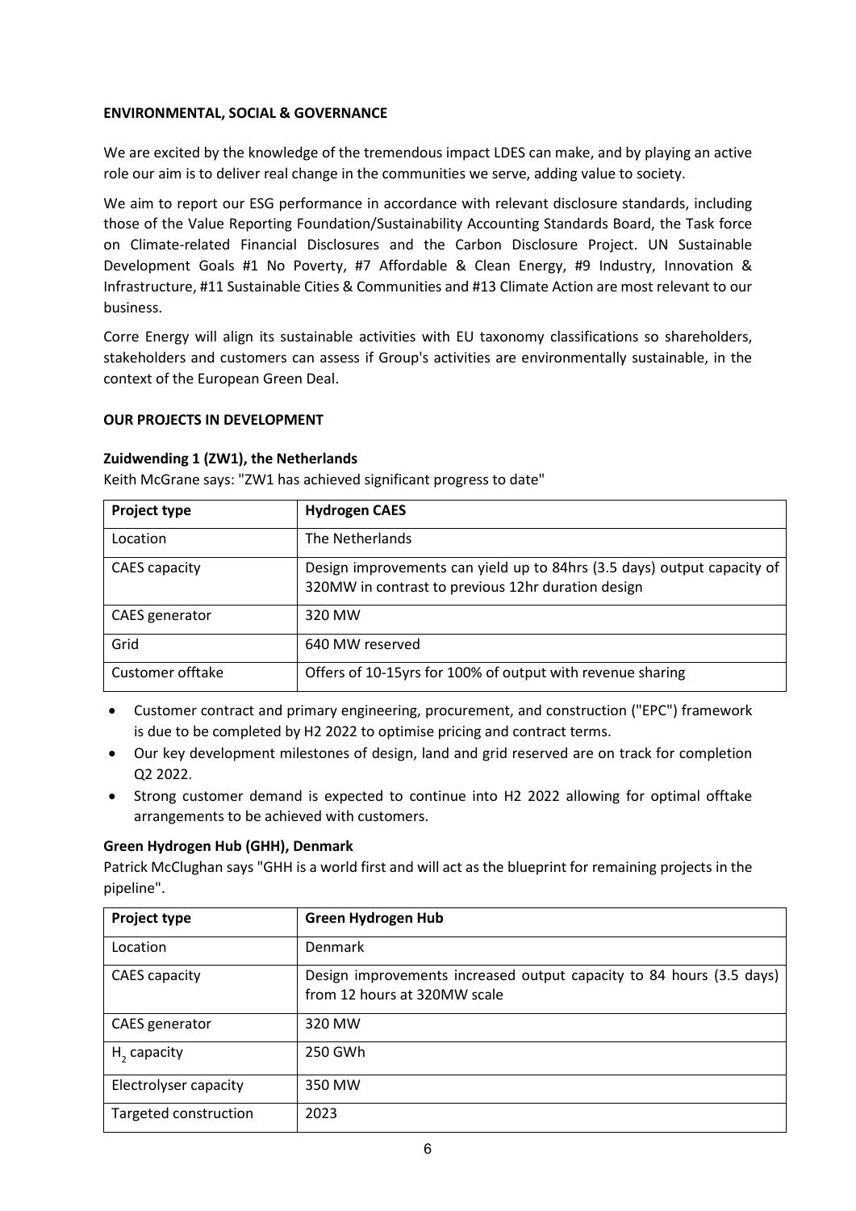**ENVIRONMENTAL, SOCIAL & GOVERNANCE**

We are excited by the knowledge of the tremendous impact LDES can make, and by playing an active role our aim is to deliver real change in the communities we serve, adding value to society.

We aim to report our ESG performance in accordance with relevant disclosure standards, including those of the Value Reporting Foundation/Sustainability Accounting Standards Board, the Task force on Climate-related Financial Disclosures and the Carbon Disclosure Project. UN Sustainable Development Goals #1 No Poverty, #7 Affordable & Clean Energy, #9 Industry, Innovation & Infrastructure, #11 Sustainable Cities & Communities and #13 Climate Action are most relevant to our business.

Corre Energy will align its sustainable activities with EU taxonomy classifications so shareholders, stakeholders and customers can assess if Group's activities are environmentally sustainable, in the context of the European Green Deal.

**OUR PROJECTS IN DEVELOPMENT**

**Zuidwending 1 (ZW1), the Netherlands**

Keith McGrane says: "ZW1 has achieved significant progress to date"

| Project type | Hydrogen CAES |
|---|---|
| Location | The Netherlands |
| CAES capacity | Design improvements can yield up to 84hrs (3.5 days) output capacity of 320MW in contrast to previous 12hr duration design |
| CAES generator | 320 MW |
| Grid | 640 MW reserved |
| Customer offtake | Offers of 10-15yrs for 100% of output with revenue sharing |

- Customer contract and primary engineering, procurement, and construction ("EPC") framework is due to be completed by H2 2022 to optimise pricing and contract terms.
- Our key development milestones of design, land and grid reserved are on track for completion Q2 2022.
- Strong customer demand is expected to continue into H2 2022 allowing for optimal offtake arrangements to be achieved with customers.

**Green Hydrogen Hub (GHH), Denmark**

Patrick McClughan says "GHH is a world first and will act as the blueprint for remaining projects in the pipeline".

| Project type | Green Hydrogen Hub |
|---|---|
| Location | Denmark |
| CAES capacity | Design improvements increased output capacity to 84 hours (3.5 days) from 12 hours at 320MW scale |
| CAES generator | 320 MW |
| $H_2$ capacity | 250 GWh |
| Electrolyser capacity | 350 MW |
| Targeted construction | 2023 |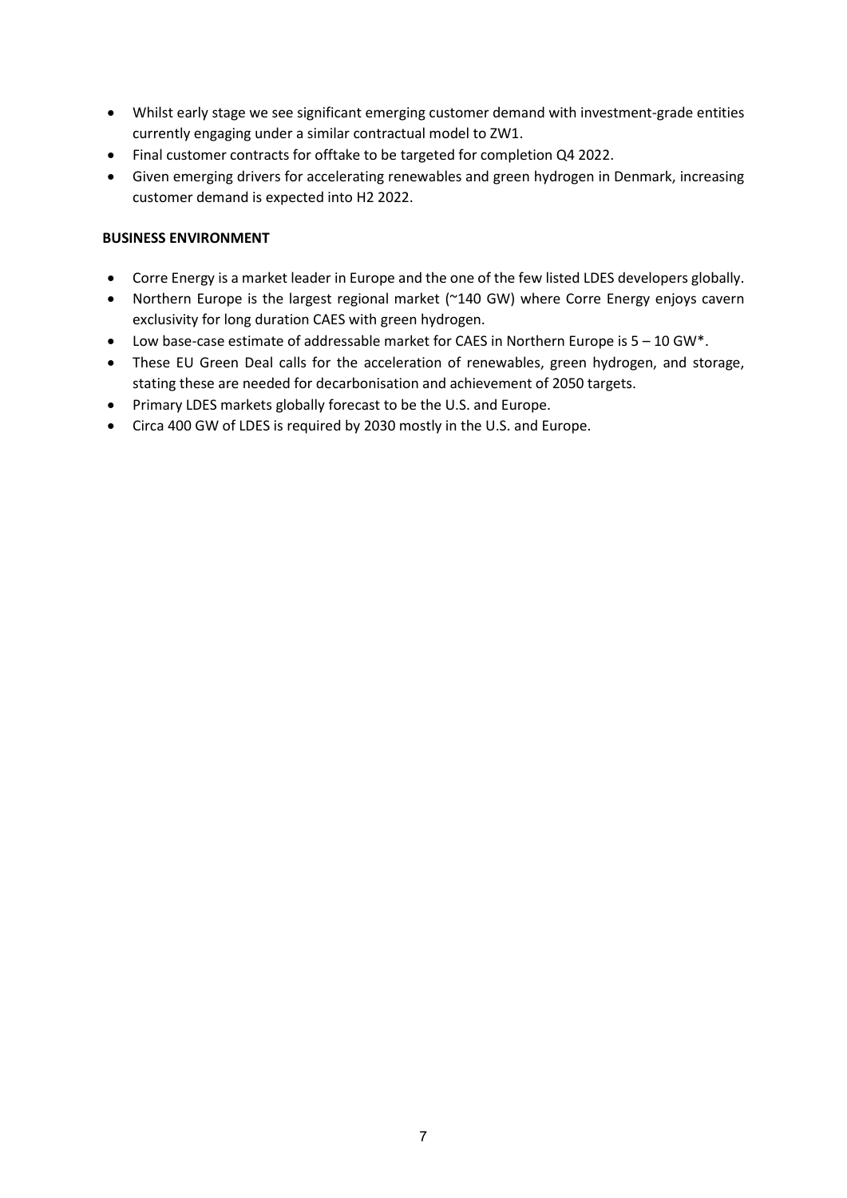- Whilst early stage we see significant emerging customer demand with investment-grade entities currently engaging under a similar contractual model to ZW1.
- Final customer contracts for offtake to be targeted for completion Q4 2022.
- Given emerging drivers for accelerating renewables and green hydrogen in Denmark, increasing customer demand is expected into H2 2022.

**BUSINESS ENVIRONMENT**

- Corre Energy is a market leader in Europe and the one of the few listed LDES developers globally.
- Northern Europe is the largest regional market (~140 GW) where Corre Energy enjoys cavern exclusivity for long duration CAES with green hydrogen.
- Low base-case estimate of addressable market for CAES in Northern Europe is 5 – 10 GW*.
- These EU Green Deal calls for the acceleration of renewables, green hydrogen, and storage, stating these are needed for decarbonisation and achievement of 2050 targets.
- Primary LDES markets globally forecast to be the U.S. and Europe.
- Circa 400 GW of LDES is required by 2030 mostly in the U.S. and Europe.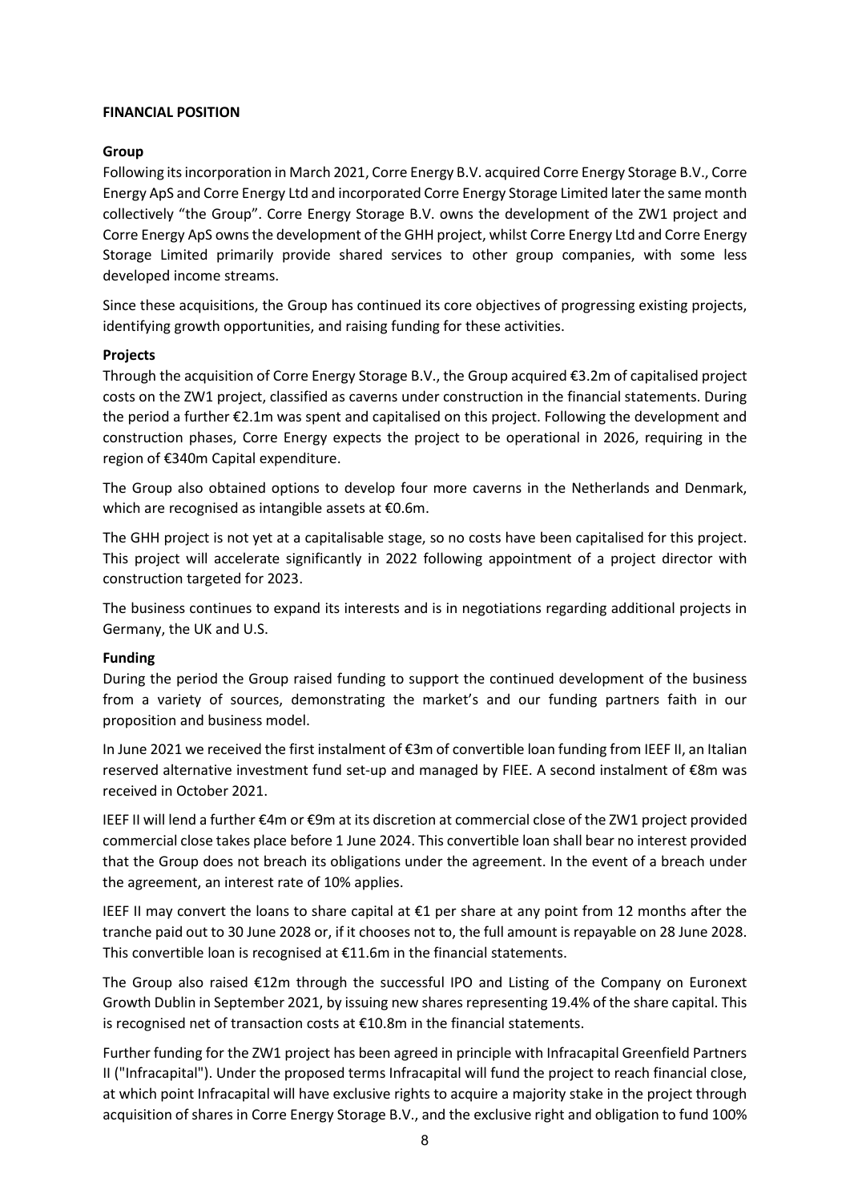**FINANCIAL POSITION**

**Group**

Following its incorporation in March 2021, Corre Energy B.V. acquired Corre Energy Storage B.V., Corre Energy ApS and Corre Energy Ltd and incorporated Corre Energy Storage Limited later the same month collectively "the Group". Corre Energy Storage B.V. owns the development of the ZW1 project and Corre Energy ApS owns the development of the GHH project, whilst Corre Energy Ltd and Corre Energy Storage Limited primarily provide shared services to other group companies, with some less developed income streams.

Since these acquisitions, the Group has continued its core objectives of progressing existing projects, identifying growth opportunities, and raising funding for these activities.

**Projects**

Through the acquisition of Corre Energy Storage B.V., the Group acquired €3.2m of capitalised project costs on the ZW1 project, classified as caverns under construction in the financial statements. During the period a further €2.1m was spent and capitalised on this project. Following the development and construction phases, Corre Energy expects the project to be operational in 2026, requiring in the region of €340m Capital expenditure.

The Group also obtained options to develop four more caverns in the Netherlands and Denmark, which are recognised as intangible assets at €0.6m.

The GHH project is not yet at a capitalisable stage, so no costs have been capitalised for this project. This project will accelerate significantly in 2022 following appointment of a project director with construction targeted for 2023.

The business continues to expand its interests and is in negotiations regarding additional projects in Germany, the UK and U.S.

**Funding**

During the period the Group raised funding to support the continued development of the business from a variety of sources, demonstrating the market's and our funding partners faith in our proposition and business model.

In June 2021 we received the first instalment of €3m of convertible loan funding from IEEF II, an Italian reserved alternative investment fund set-up and managed by FIEE. A second instalment of €8m was received in October 2021.

IEEF II will lend a further €4m or €9m at its discretion at commercial close of the ZW1 project provided commercial close takes place before 1 June 2024. This convertible loan shall bear no interest provided that the Group does not breach its obligations under the agreement. In the event of a breach under the agreement, an interest rate of 10% applies.

IEEF II may convert the loans to share capital at €1 per share at any point from 12 months after the tranche paid out to 30 June 2028 or, if it chooses not to, the full amount is repayable on 28 June 2028. This convertible loan is recognised at €11.6m in the financial statements.

The Group also raised €12m through the successful IPO and Listing of the Company on Euronext Growth Dublin in September 2021, by issuing new shares representing 19.4% of the share capital. This is recognised net of transaction costs at €10.8m in the financial statements.

Further funding for the ZW1 project has been agreed in principle with Infracapital Greenfield Partners II ("Infracapital"). Under the proposed terms Infracapital will fund the project to reach financial close, at which point Infracapital will have exclusive rights to acquire a majority stake in the project through acquisition of shares in Corre Energy Storage B.V., and the exclusive right and obligation to fund 100%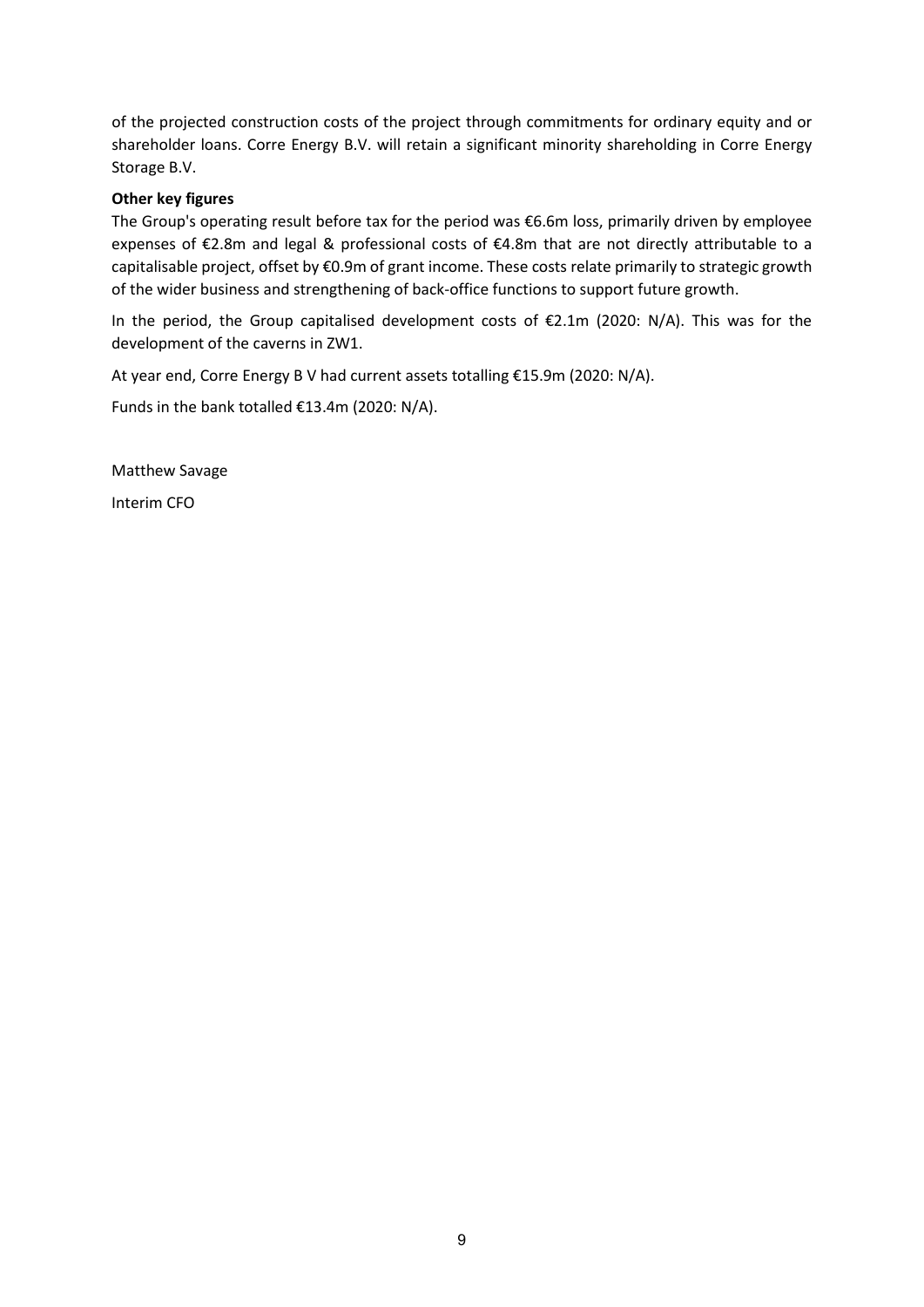of the projected construction costs of the project through commitments for ordinary equity and or shareholder loans. Corre Energy B.V. will retain a significant minority shareholding in Corre Energy Storage B.V.

**Other key figures**

The Group's operating result before tax for the period was €6.6m loss, primarily driven by employee expenses of €2.8m and legal & professional costs of €4.8m that are not directly attributable to a capitalisable project, offset by €0.9m of grant income. These costs relate primarily to strategic growth of the wider business and strengthening of back-office functions to support future growth.

In the period, the Group capitalised development costs of €2.1m (2020: N/A). This was for the development of the caverns in ZW1.

At year end, Corre Energy B V had current assets totalling €15.9m (2020: N/A).

Funds in the bank totalled €13.4m (2020: N/A).

Matthew Savage

Interim CFO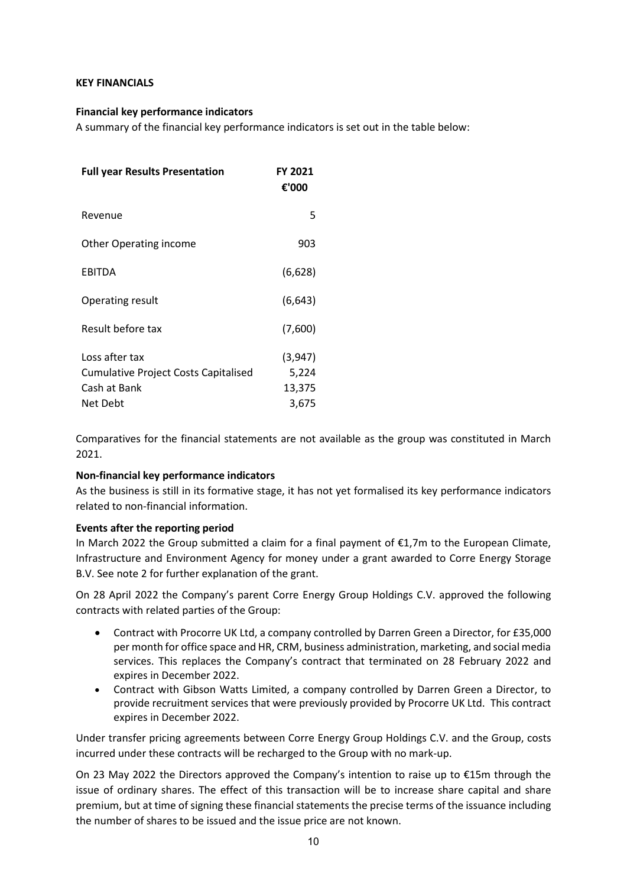**KEY FINANCIALS**

**Financial key performance indicators**

A summary of the financial key performance indicators is set out in the table below:

| Full year Results Presentation | FY 2021 €'000 |
|---|---|
| Revenue | 5 |
| Other Operating income | 903 |
| EBITDA | (6,628) |
| Operating result | (6,643) |
| Result before tax | (7,600) |
| Loss after tax | (3,947) |
| Cumulative Project Costs Capitalised | 5,224 |
| Cash at Bank | 13,375 |
| Net Debt | 3,675 |

Comparatives for the financial statements are not available as the group was constituted in March 2021.

**Non-financial key performance indicators**

As the business is still in its formative stage, it has not yet formalised its key performance indicators related to non-financial information.

**Events after the reporting period**

In March 2022 the Group submitted a claim for a final payment of €1,7m to the European Climate, Infrastructure and Environment Agency for money under a grant awarded to Corre Energy Storage B.V. See note 2 for further explanation of the grant.

On 28 April 2022 the Company's parent Corre Energy Group Holdings C.V. approved the following contracts with related parties of the Group:

- Contract with Procorre UK Ltd, a company controlled by Darren Green a Director, for £35,000 per month for office space and HR, CRM, business administration, marketing, and social media services. This replaces the Company's contract that terminated on 28 February 2022 and expires in December 2022.
- Contract with Gibson Watts Limited, a company controlled by Darren Green a Director, to provide recruitment services that were previously provided by Procorre UK Ltd. This contract expires in December 2022.

Under transfer pricing agreements between Corre Energy Group Holdings C.V. and the Group, costs incurred under these contracts will be recharged to the Group with no mark-up.

On 23 May 2022 the Directors approved the Company's intention to raise up to €15m through the issue of ordinary shares. The effect of this transaction will be to increase share capital and share premium, but at time of signing these financial statements the precise terms of the issuance including the number of shares to be issued and the issue price are not known.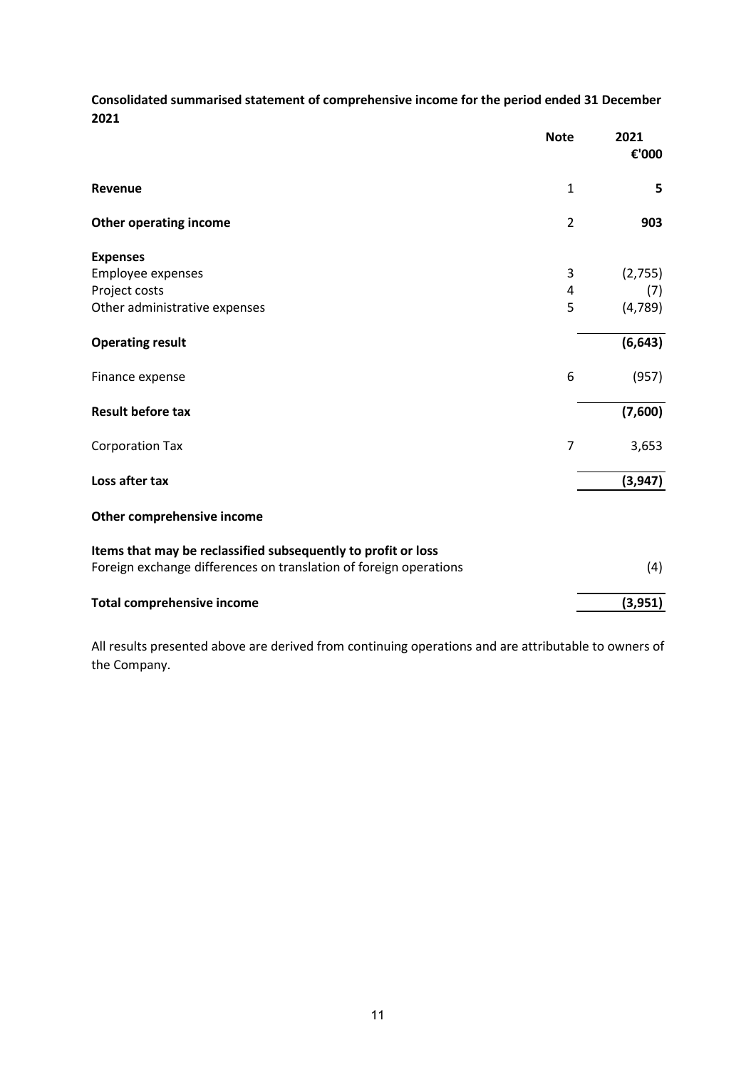**Consolidated summarised statement of comprehensive income for the period ended 31 December 2021**

| | Note | 2021 €'000 |
|---|---|---|
| **Revenue** | 1 | **5** |
| **Other operating income** | 2 | **903** |
| **Expenses** | | |
| Employee expenses | 3 | (2,755) |
| Project costs | 4 | (7) |
| Other administrative expenses | 5 | (4,789) |
| **Operating result** | | **(6,643)** |
| Finance expense | 6 | (957) |
| **Result before tax** | | **(7,600)** |
| Corporation Tax | 7 | 3,653 |
| **Loss after tax** | | **(3,947)** |
| **Other comprehensive income** | | |
| **Items that may be reclassified subsequently to profit or loss** | | |
| Foreign exchange differences on translation of foreign operations | | (4) |
| **Total comprehensive income** | | **(3,951)** |

All results presented above are derived from continuing operations and are attributable to owners of the Company.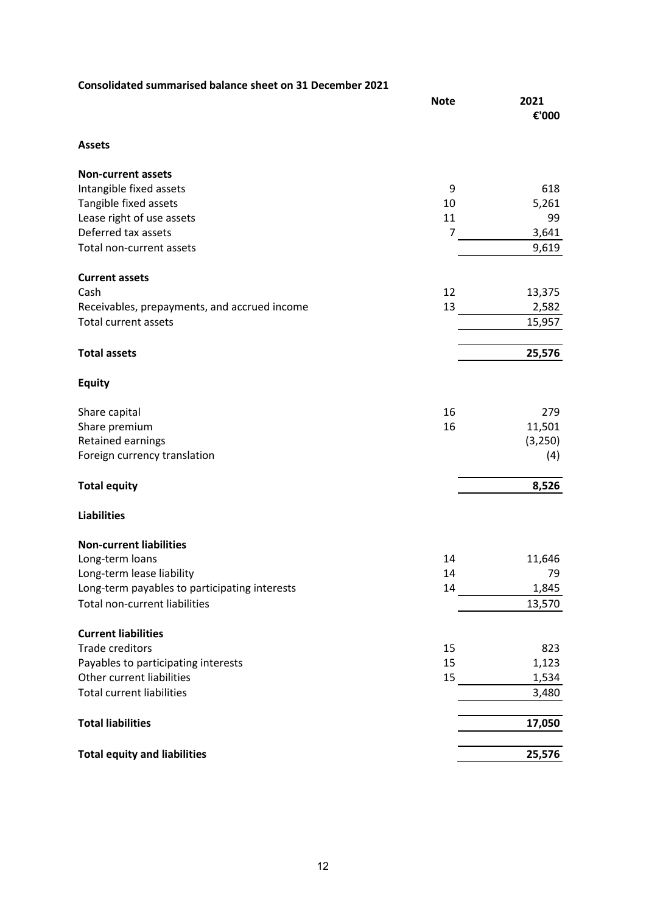**Consolidated summarised balance sheet on 31 December 2021**

| | Note | 2021 €'000 |
|---|---|---|
| **Assets** | | |
| **Non-current assets** | | |
| Intangible fixed assets | 9 | 618 |
| Tangible fixed assets | 10 | 5,261 |
| Lease right of use assets | 11 | 99 |
| Deferred tax assets | 7 | 3,641 |
| Total non-current assets | | 9,619 |
| **Current assets** | | |
| Cash | 12 | 13,375 |
| Receivables, prepayments, and accrued income | 13 | 2,582 |
| Total current assets | | 15,957 |
| **Total assets** | | **25,576** |
| **Equity** | | |
| Share capital | 16 | 279 |
| Share premium | 16 | 11,501 |
| Retained earnings | | (3,250) |
| Foreign currency translation | | (4) |
| **Total equity** | | **8,526** |
| **Liabilities** | | |
| **Non-current liabilities** | | |
| Long-term loans | 14 | 11,646 |
| Long-term lease liability | 14 | 79 |
| Long-term payables to participating interests | 14 | 1,845 |
| Total non-current liabilities | | 13,570 |
| **Current liabilities** | | |
| Trade creditors | 15 | 823 |
| Payables to participating interests | 15 | 1,123 |
| Other current liabilities | 15 | 1,534 |
| Total current liabilities | | 3,480 |
| **Total liabilities** | | **17,050** |
| **Total equity and liabilities** | | **25,576** |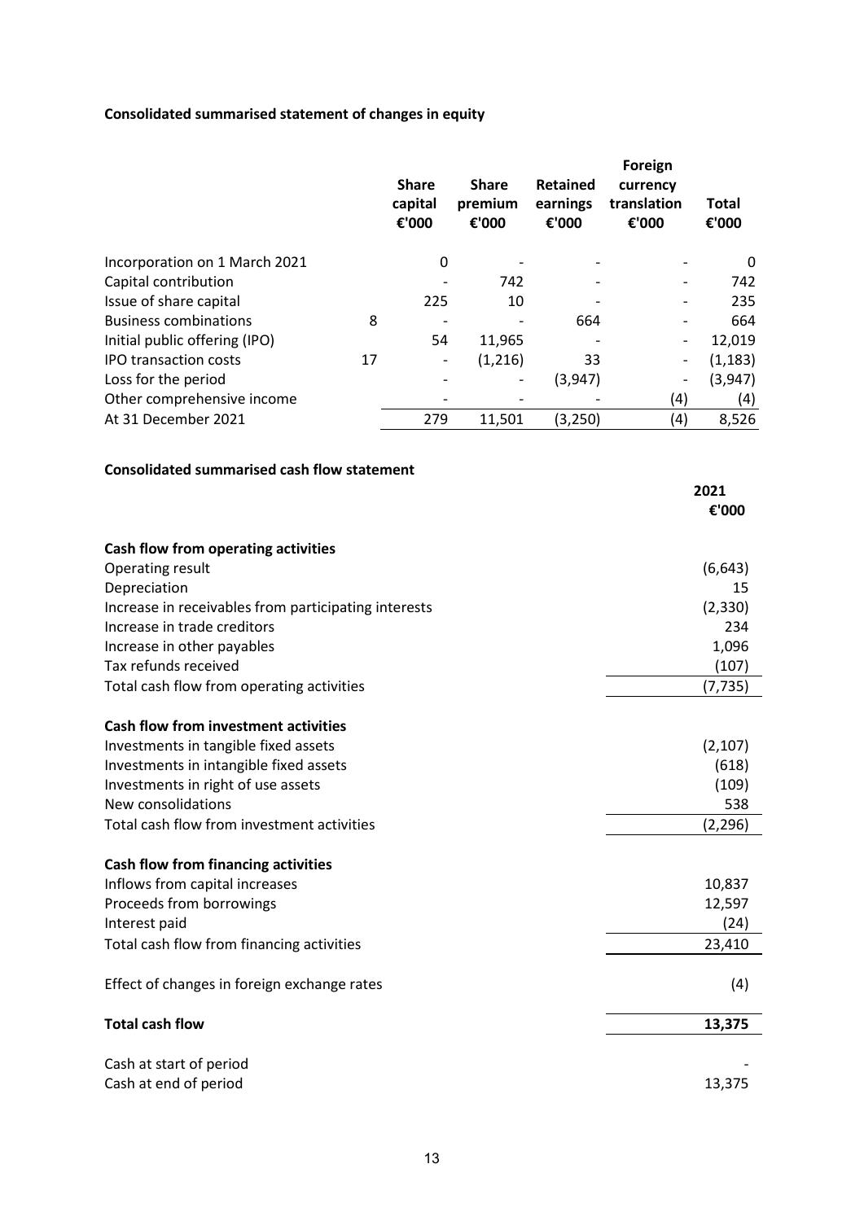**Consolidated summarised statement of changes in equity**

| | | Share capital €'000 | Share premium €'000 | Retained earnings €'000 | Foreign currency translation €'000 | Total €'000 |
|---|---|---|---|---|---|---|
| Incorporation on 1 March 2021 | | 0 | - | - | - | 0 |
| Capital contribution | | - | 742 | - | - | 742 |
| Issue of share capital | | 225 | 10 | - | - | 235 |
| Business combinations | 8 | - | - | 664 | - | 664 |
| Initial public offering (IPO) | | 54 | 11,965 | - | - | 12,019 |
| IPO transaction costs | 17 | - | (1,216) | 33 | - | (1,183) |
| Loss for the period | | - | - | (3,947) | - | (3,947) |
| Other comprehensive income | | - | - | - | (4) | (4) |
| At 31 December 2021 | | 279 | 11,501 | (3,250) | (4) | 8,526 |

**Consolidated summarised cash flow statement**

| | 2021 €'000 |
|---|---|
| **Cash flow from operating activities** | |
| Operating result | (6,643) |
| Depreciation | 15 |
| Increase in receivables from participating interests | (2,330) |
| Increase in trade creditors | 234 |
| Increase in other payables | 1,096 |
| Tax refunds received | (107) |
| Total cash flow from operating activities | (7,735) |
| | |
| **Cash flow from investment activities** | |
| Investments in tangible fixed assets | (2,107) |
| Investments in intangible fixed assets | (618) |
| Investments in right of use assets | (109) |
| New consolidations | 538 |
| Total cash flow from investment activities | (2,296) |
| | |
| **Cash flow from financing activities** | |
| Inflows from capital increases | 10,837 |
| Proceeds from borrowings | 12,597 |
| Interest paid | (24) |
| Total cash flow from financing activities | 23,410 |
| | |
| Effect of changes in foreign exchange rates | (4) |
| | |
| **Total cash flow** | **13,375** |
| | |
| Cash at start of period | - |
| Cash at end of period | 13,375 |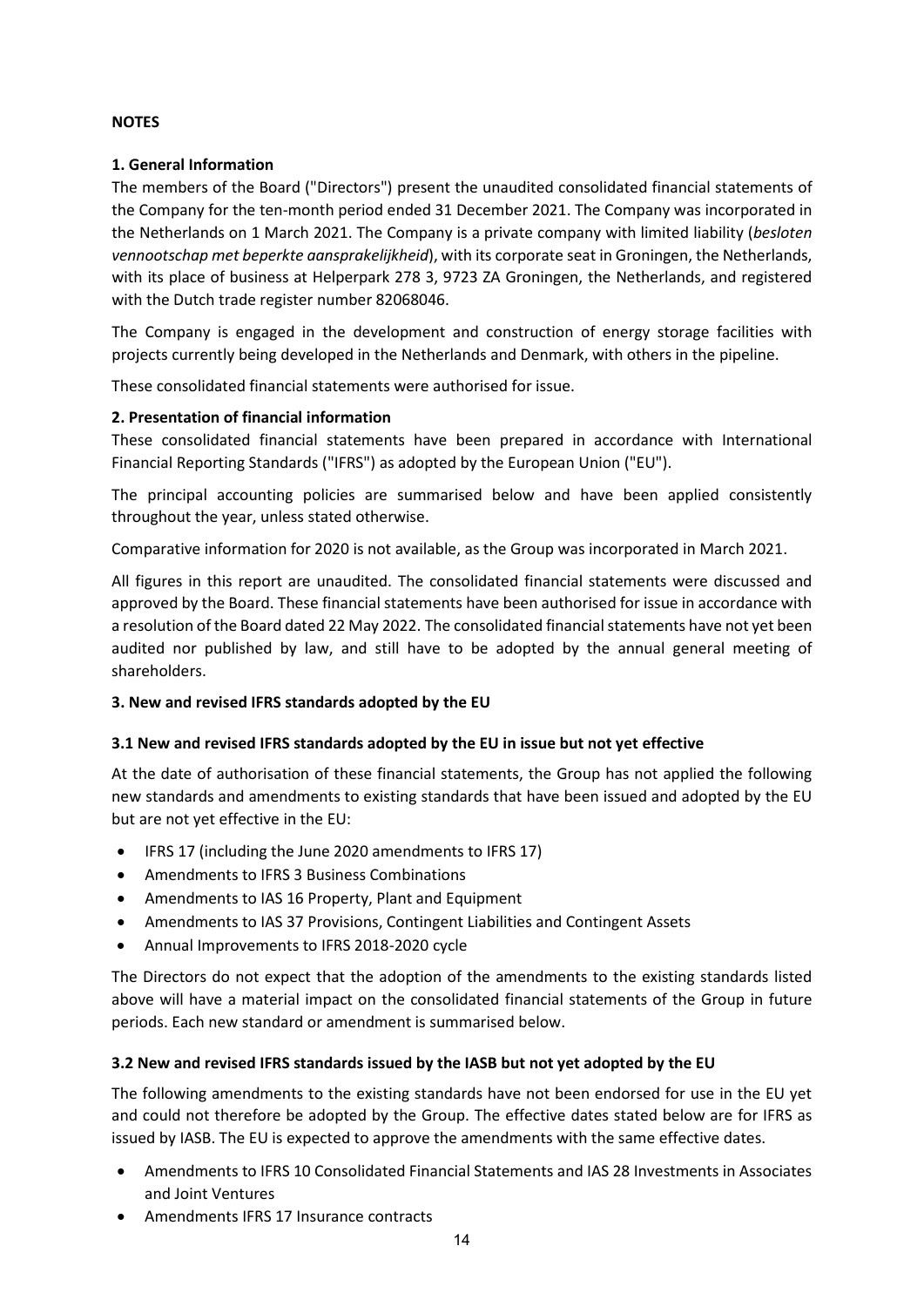**NOTES**

**1. General Information**

The members of the Board ("Directors") present the unaudited consolidated financial statements of the Company for the ten-month period ended 31 December 2021. The Company was incorporated in the Netherlands on 1 March 2021. The Company is a private company with limited liability (*besloten vennootschap met beperkte aansprakelijkheid*), with its corporate seat in Groningen, the Netherlands, with its place of business at Helperpark 278 3, 9723 ZA Groningen, the Netherlands, and registered with the Dutch trade register number 82068046.

The Company is engaged in the development and construction of energy storage facilities with projects currently being developed in the Netherlands and Denmark, with others in the pipeline.

These consolidated financial statements were authorised for issue.

**2. Presentation of financial information**

These consolidated financial statements have been prepared in accordance with International Financial Reporting Standards ("IFRS") as adopted by the European Union ("EU").

The principal accounting policies are summarised below and have been applied consistently throughout the year, unless stated otherwise.

Comparative information for 2020 is not available, as the Group was incorporated in March 2021.

All figures in this report are unaudited. The consolidated financial statements were discussed and approved by the Board. These financial statements have been authorised for issue in accordance with a resolution of the Board dated 22 May 2022. The consolidated financial statements have not yet been audited nor published by law, and still have to be adopted by the annual general meeting of shareholders.

**3. New and revised IFRS standards adopted by the EU**

**3.1 New and revised IFRS standards adopted by the EU in issue but not yet effective**

At the date of authorisation of these financial statements, the Group has not applied the following new standards and amendments to existing standards that have been issued and adopted by the EU but are not yet effective in the EU:

- IFRS 17 (including the June 2020 amendments to IFRS 17)
- Amendments to IFRS 3 Business Combinations
- Amendments to IAS 16 Property, Plant and Equipment
- Amendments to IAS 37 Provisions, Contingent Liabilities and Contingent Assets
- Annual Improvements to IFRS 2018-2020 cycle

The Directors do not expect that the adoption of the amendments to the existing standards listed above will have a material impact on the consolidated financial statements of the Group in future periods. Each new standard or amendment is summarised below.

**3.2 New and revised IFRS standards issued by the IASB but not yet adopted by the EU**

The following amendments to the existing standards have not been endorsed for use in the EU yet and could not therefore be adopted by the Group. The effective dates stated below are for IFRS as issued by IASB. The EU is expected to approve the amendments with the same effective dates.

- Amendments to IFRS 10 Consolidated Financial Statements and IAS 28 Investments in Associates and Joint Ventures
- Amendments IFRS 17 Insurance contracts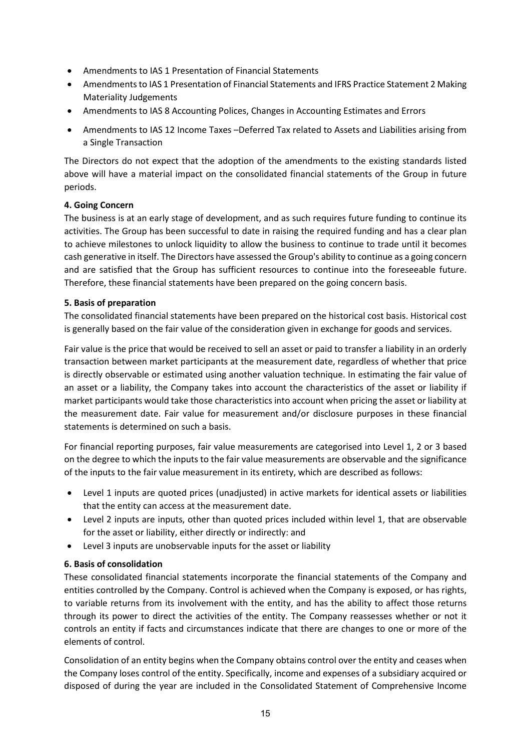- Amendments to IAS 1 Presentation of Financial Statements
- Amendments to IAS 1 Presentation of Financial Statements and IFRS Practice Statement 2 Making Materiality Judgements
- Amendments to IAS 8 Accounting Polices, Changes in Accounting Estimates and Errors
- Amendments to IAS 12 Income Taxes –Deferred Tax related to Assets and Liabilities arising from a Single Transaction

The Directors do not expect that the adoption of the amendments to the existing standards listed above will have a material impact on the consolidated financial statements of the Group in future periods.

**4. Going Concern**

The business is at an early stage of development, and as such requires future funding to continue its activities. The Group has been successful to date in raising the required funding and has a clear plan to achieve milestones to unlock liquidity to allow the business to continue to trade until it becomes cash generative in itself. The Directors have assessed the Group's ability to continue as a going concern and are satisfied that the Group has sufficient resources to continue into the foreseeable future. Therefore, these financial statements have been prepared on the going concern basis.

**5. Basis of preparation**

The consolidated financial statements have been prepared on the historical cost basis. Historical cost is generally based on the fair value of the consideration given in exchange for goods and services.

Fair value is the price that would be received to sell an asset or paid to transfer a liability in an orderly transaction between market participants at the measurement date, regardless of whether that price is directly observable or estimated using another valuation technique. In estimating the fair value of an asset or a liability, the Company takes into account the characteristics of the asset or liability if market participants would take those characteristics into account when pricing the asset or liability at the measurement date. Fair value for measurement and/or disclosure purposes in these financial statements is determined on such a basis.

For financial reporting purposes, fair value measurements are categorised into Level 1, 2 or 3 based on the degree to which the inputs to the fair value measurements are observable and the significance of the inputs to the fair value measurement in its entirety, which are described as follows:

- Level 1 inputs are quoted prices (unadjusted) in active markets for identical assets or liabilities that the entity can access at the measurement date.
- Level 2 inputs are inputs, other than quoted prices included within level 1, that are observable for the asset or liability, either directly or indirectly: and
- Level 3 inputs are unobservable inputs for the asset or liability

**6. Basis of consolidation**

These consolidated financial statements incorporate the financial statements of the Company and entities controlled by the Company. Control is achieved when the Company is exposed, or has rights, to variable returns from its involvement with the entity, and has the ability to affect those returns through its power to direct the activities of the entity. The Company reassesses whether or not it controls an entity if facts and circumstances indicate that there are changes to one or more of the elements of control.

Consolidation of an entity begins when the Company obtains control over the entity and ceases when the Company loses control of the entity. Specifically, income and expenses of a subsidiary acquired or disposed of during the year are included in the Consolidated Statement of Comprehensive Income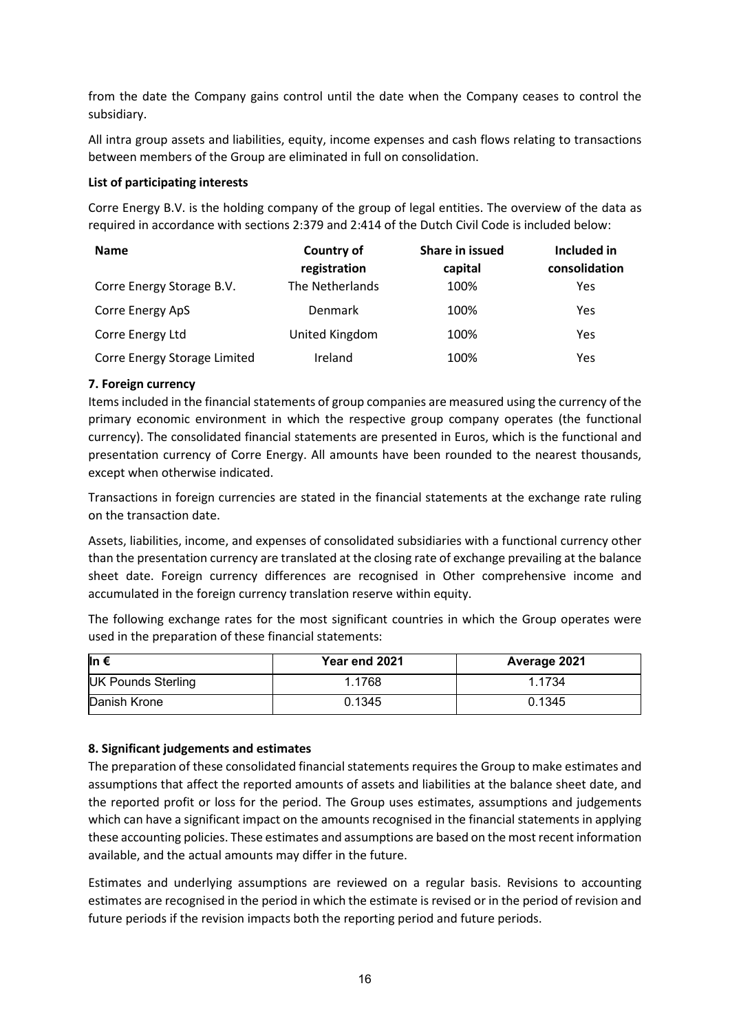from the date the Company gains control until the date when the Company ceases to control the subsidiary.

All intra group assets and liabilities, equity, income expenses and cash flows relating to transactions between members of the Group are eliminated in full on consolidation.

**List of participating interests**

Corre Energy B.V. is the holding company of the group of legal entities. The overview of the data as required in accordance with sections 2:379 and 2:414 of the Dutch Civil Code is included below:

| Name | Country of registration | Share in issued capital | Included in consolidation |
|---|---|---|---|
| Corre Energy Storage B.V. | The Netherlands | 100% | Yes |
| Corre Energy ApS | Denmark | 100% | Yes |
| Corre Energy Ltd | United Kingdom | 100% | Yes |
| Corre Energy Storage Limited | Ireland | 100% | Yes |

**7. Foreign currency**

Items included in the financial statements of group companies are measured using the currency of the primary economic environment in which the respective group company operates (the functional currency). The consolidated financial statements are presented in Euros, which is the functional and presentation currency of Corre Energy. All amounts have been rounded to the nearest thousands, except when otherwise indicated.

Transactions in foreign currencies are stated in the financial statements at the exchange rate ruling on the transaction date.

Assets, liabilities, income, and expenses of consolidated subsidiaries with a functional currency other than the presentation currency are translated at the closing rate of exchange prevailing at the balance sheet date. Foreign currency differences are recognised in Other comprehensive income and accumulated in the foreign currency translation reserve within equity.

The following exchange rates for the most significant countries in which the Group operates were used in the preparation of these financial statements:

| In € | Year end 2021 | Average 2021 |
|---|---|---|
| UK Pounds Sterling | 1.1768 | 1.1734 |
| Danish Krone | 0.1345 | 0.1345 |

**8. Significant judgements and estimates**

The preparation of these consolidated financial statements requires the Group to make estimates and assumptions that affect the reported amounts of assets and liabilities at the balance sheet date, and the reported profit or loss for the period. The Group uses estimates, assumptions and judgements which can have a significant impact on the amounts recognised in the financial statements in applying these accounting policies. These estimates and assumptions are based on the most recent information available, and the actual amounts may differ in the future.

Estimates and underlying assumptions are reviewed on a regular basis. Revisions to accounting estimates are recognised in the period in which the estimate is revised or in the period of revision and future periods if the revision impacts both the reporting period and future periods.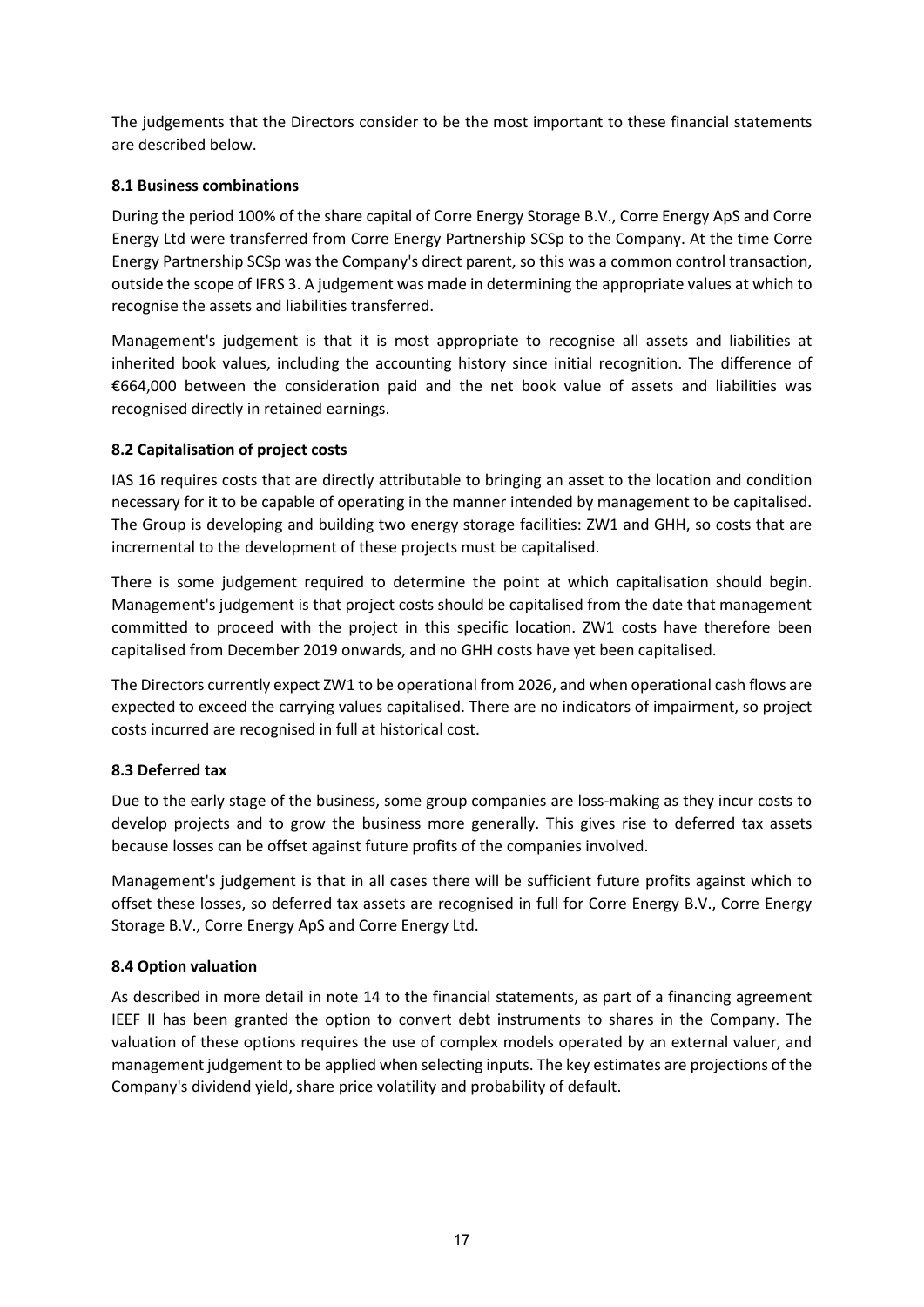The judgements that the Directors consider to be the most important to these financial statements are described below.

**8.1 Business combinations**

During the period 100% of the share capital of Corre Energy Storage B.V., Corre Energy ApS and Corre Energy Ltd were transferred from Corre Energy Partnership SCSp to the Company. At the time Corre Energy Partnership SCSp was the Company's direct parent, so this was a common control transaction, outside the scope of IFRS 3. A judgement was made in determining the appropriate values at which to recognise the assets and liabilities transferred.

Management's judgement is that it is most appropriate to recognise all assets and liabilities at inherited book values, including the accounting history since initial recognition. The difference of €664,000 between the consideration paid and the net book value of assets and liabilities was recognised directly in retained earnings.

**8.2 Capitalisation of project costs**

IAS 16 requires costs that are directly attributable to bringing an asset to the location and condition necessary for it to be capable of operating in the manner intended by management to be capitalised. The Group is developing and building two energy storage facilities: ZW1 and GHH, so costs that are incremental to the development of these projects must be capitalised.

There is some judgement required to determine the point at which capitalisation should begin. Management's judgement is that project costs should be capitalised from the date that management committed to proceed with the project in this specific location. ZW1 costs have therefore been capitalised from December 2019 onwards, and no GHH costs have yet been capitalised.

The Directors currently expect ZW1 to be operational from 2026, and when operational cash flows are expected to exceed the carrying values capitalised. There are no indicators of impairment, so project costs incurred are recognised in full at historical cost.

**8.3 Deferred tax**

Due to the early stage of the business, some group companies are loss-making as they incur costs to develop projects and to grow the business more generally. This gives rise to deferred tax assets because losses can be offset against future profits of the companies involved.

Management's judgement is that in all cases there will be sufficient future profits against which to offset these losses, so deferred tax assets are recognised in full for Corre Energy B.V., Corre Energy Storage B.V., Corre Energy ApS and Corre Energy Ltd.

**8.4 Option valuation**

As described in more detail in note 14 to the financial statements, as part of a financing agreement IEEF II has been granted the option to convert debt instruments to shares in the Company. The valuation of these options requires the use of complex models operated by an external valuer, and management judgement to be applied when selecting inputs. The key estimates are projections of the Company's dividend yield, share price volatility and probability of default.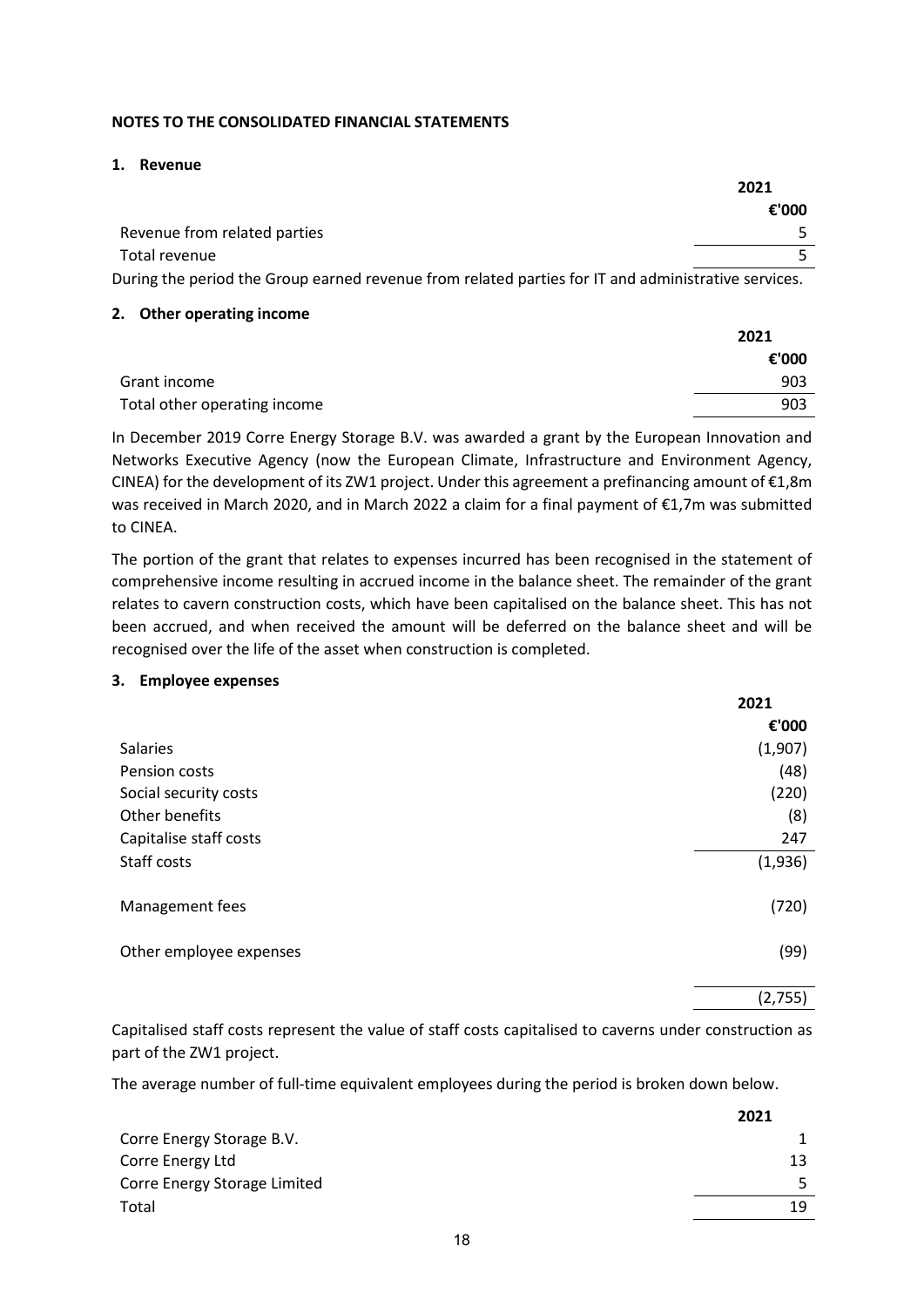## NOTES TO THE CONSOLIDATED FINANCIAL STATEMENTS

### 1. Revenue

| | 2021 |
|---|---|
| | €'000 |
| Revenue from related parties | 5 |
| Total revenue | 5 |

During the period the Group earned revenue from related parties for IT and administrative services.

### 2. Other operating income

| | 2021 |
|---|---|
| | €'000 |
| Grant income | 903 |
| Total other operating income | 903 |

In December 2019 Corre Energy Storage B.V. was awarded a grant by the European Innovation and Networks Executive Agency (now the European Climate, Infrastructure and Environment Agency, CINEA) for the development of its ZW1 project. Under this agreement a prefinancing amount of €1,8m was received in March 2020, and in March 2022 a claim for a final payment of €1,7m was submitted to CINEA.

The portion of the grant that relates to expenses incurred has been recognised in the statement of comprehensive income resulting in accrued income in the balance sheet. The remainder of the grant relates to cavern construction costs, which have been capitalised on the balance sheet. This has not been accrued, and when received the amount will be deferred on the balance sheet and will be recognised over the life of the asset when construction is completed.

### 3. Employee expenses

| | 2021 |
|---|---|
| | €'000 |
| Salaries | (1,907) |
| Pension costs | (48) |
| Social security costs | (220) |
| Other benefits | (8) |
| Capitalise staff costs | 247 |
| Staff costs | (1,936) |
| Management fees | (720) |
| Other employee expenses | (99) |
| | (2,755) |

Capitalised staff costs represent the value of staff costs capitalised to caverns under construction as part of the ZW1 project.

The average number of full-time equivalent employees during the period is broken down below.

| | 2021 |
|---|---|
| Corre Energy Storage B.V. | 1 |
| Corre Energy Ltd | 13 |
| Corre Energy Storage Limited | 5 |
| Total | 19 |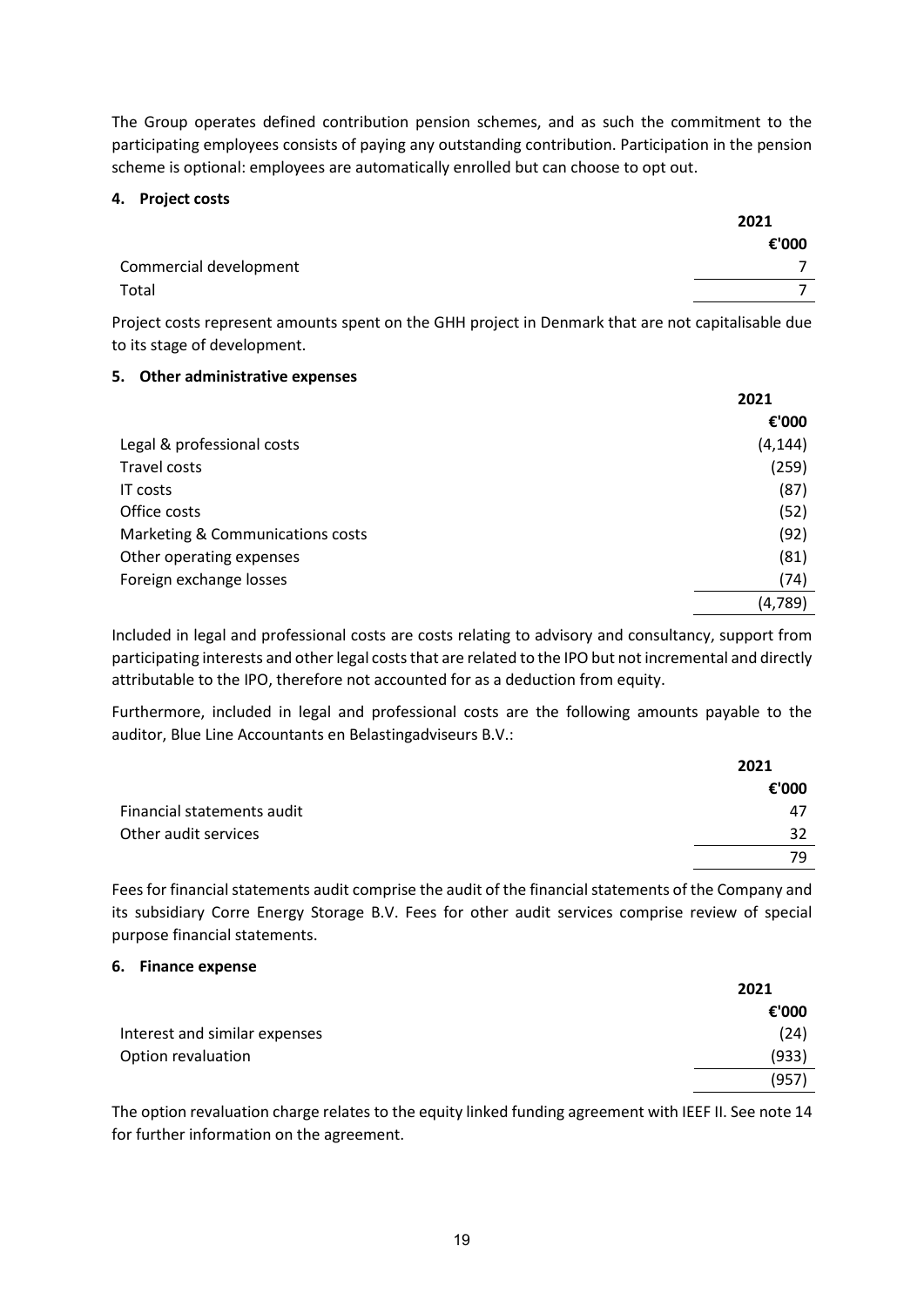The Group operates defined contribution pension schemes, and as such the commitment to the participating employees consists of paying any outstanding contribution. Participation in the pension scheme is optional: employees are automatically enrolled but can choose to opt out.

## 4. Project costs

| | 2021 |
|---|---|
| | €'000 |
| Commercial development | 7 |
| Total | 7 |

Project costs represent amounts spent on the GHH project in Denmark that are not capitalisable due to its stage of development.

## 5. Other administrative expenses

| | 2021 |
|---|---|
| | €'000 |
| Legal & professional costs | (4,144) |
| Travel costs | (259) |
| IT costs | (87) |
| Office costs | (52) |
| Marketing & Communications costs | (92) |
| Other operating expenses | (81) |
| Foreign exchange losses | (74) |
| | (4,789) |

Included in legal and professional costs are costs relating to advisory and consultancy, support from participating interests and other legal costs that are related to the IPO but not incremental and directly attributable to the IPO, therefore not accounted for as a deduction from equity.

Furthermore, included in legal and professional costs are the following amounts payable to the auditor, Blue Line Accountants en Belastingadviseurs B.V.:

| | 2021 |
|---|---|
| | €'000 |
| Financial statements audit | 47 |
| Other audit services | 32 |
| | 79 |

Fees for financial statements audit comprise the audit of the financial statements of the Company and its subsidiary Corre Energy Storage B.V. Fees for other audit services comprise review of special purpose financial statements.

## 6. Finance expense

| | 2021 |
|---|---|
| | €'000 |
| Interest and similar expenses | (24) |
| Option revaluation | (933) |
| | (957) |

The option revaluation charge relates to the equity linked funding agreement with IEEF II. See note 14 for further information on the agreement.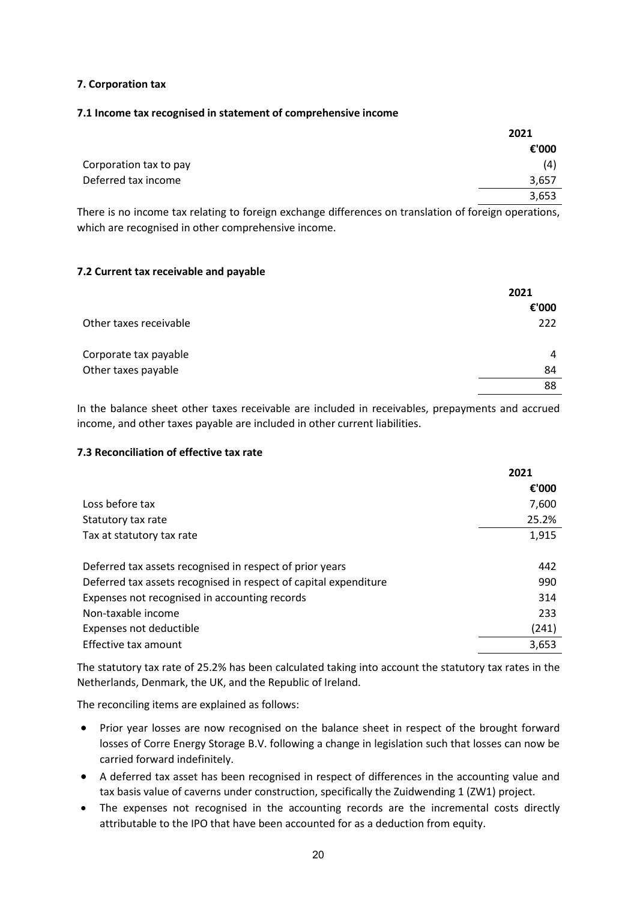## 7. Corporation tax

### 7.1 Income tax recognised in statement of comprehensive income

| | 2021 |
|---|---|
| | €'000 |
| Corporation tax to pay | (4) |
| Deferred tax income | 3,657 |
| | 3,653 |

There is no income tax relating to foreign exchange differences on translation of foreign operations, which are recognised in other comprehensive income.

### 7.2 Current tax receivable and payable

| | 2021 |
|---|---|
| | €'000 |
| Other taxes receivable | 222 |
| | |
| Corporate tax payable | 4 |
| Other taxes payable | 84 |
| | 88 |

In the balance sheet other taxes receivable are included in receivables, prepayments and accrued income, and other taxes payable are included in other current liabilities.

### 7.3 Reconciliation of effective tax rate

| | 2021 |
|---|---|
| | €'000 |
| Loss before tax | 7,600 |
| Statutory tax rate | 25.2% |
| Tax at statutory tax rate | 1,915 |
| | |
| Deferred tax assets recognised in respect of prior years | 442 |
| Deferred tax assets recognised in respect of capital expenditure | 990 |
| Expenses not recognised in accounting records | 314 |
| Non-taxable income | 233 |
| Expenses not deductible | (241) |
| Effective tax amount | 3,653 |

The statutory tax rate of 25.2% has been calculated taking into account the statutory tax rates in the Netherlands, Denmark, the UK, and the Republic of Ireland.

The reconciling items are explained as follows:

- Prior year losses are now recognised on the balance sheet in respect of the brought forward losses of Corre Energy Storage B.V. following a change in legislation such that losses can now be carried forward indefinitely.
- A deferred tax asset has been recognised in respect of differences in the accounting value and tax basis value of caverns under construction, specifically the Zuidwending 1 (ZW1) project.
- The expenses not recognised in the accounting records are the incremental costs directly attributable to the IPO that have been accounted for as a deduction from equity.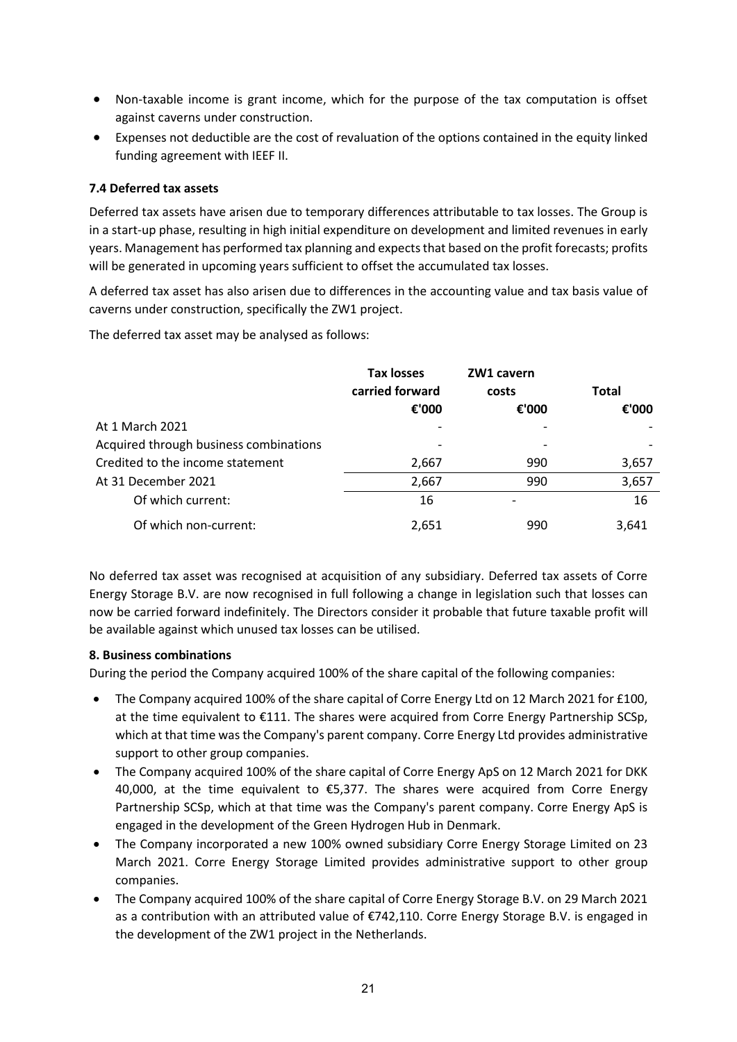- Non-taxable income is grant income, which for the purpose of the tax computation is offset against caverns under construction.
- Expenses not deductible are the cost of revaluation of the options contained in the equity linked funding agreement with IEEF II.

### 7.4 Deferred tax assets

Deferred tax assets have arisen due to temporary differences attributable to tax losses. The Group is in a start-up phase, resulting in high initial expenditure on development and limited revenues in early years. Management has performed tax planning and expects that based on the profit forecasts; profits will be generated in upcoming years sufficient to offset the accumulated tax losses.

A deferred tax asset has also arisen due to differences in the accounting value and tax basis value of caverns under construction, specifically the ZW1 project.

The deferred tax asset may be analysed as follows:

| | Tax losses carried forward | ZW1 cavern costs | Total |
|---|---|---|---|
| | €'000 | €'000 | €'000 |
| At 1 March 2021 | - | - | - |
| Acquired through business combinations | - | - | - |
| Credited to the income statement | 2,667 | 990 | 3,657 |
| At 31 December 2021 | 2,667 | 990 | 3,657 |
| Of which current: | 16 | - | 16 |
| Of which non-current: | 2,651 | 990 | 3,641 |

No deferred tax asset was recognised at acquisition of any subsidiary. Deferred tax assets of Corre Energy Storage B.V. are now recognised in full following a change in legislation such that losses can now be carried forward indefinitely. The Directors consider it probable that future taxable profit will be available against which unused tax losses can be utilised.

### 8. Business combinations

During the period the Company acquired 100% of the share capital of the following companies:

- The Company acquired 100% of the share capital of Corre Energy Ltd on 12 March 2021 for £100, at the time equivalent to €111. The shares were acquired from Corre Energy Partnership SCSp, which at that time was the Company's parent company. Corre Energy Ltd provides administrative support to other group companies.
- The Company acquired 100% of the share capital of Corre Energy ApS on 12 March 2021 for DKK 40,000, at the time equivalent to €5,377. The shares were acquired from Corre Energy Partnership SCSp, which at that time was the Company's parent company. Corre Energy ApS is engaged in the development of the Green Hydrogen Hub in Denmark.
- The Company incorporated a new 100% owned subsidiary Corre Energy Storage Limited on 23 March 2021. Corre Energy Storage Limited provides administrative support to other group companies.
- The Company acquired 100% of the share capital of Corre Energy Storage B.V. on 29 March 2021 as a contribution with an attributed value of €742,110. Corre Energy Storage B.V. is engaged in the development of the ZW1 project in the Netherlands.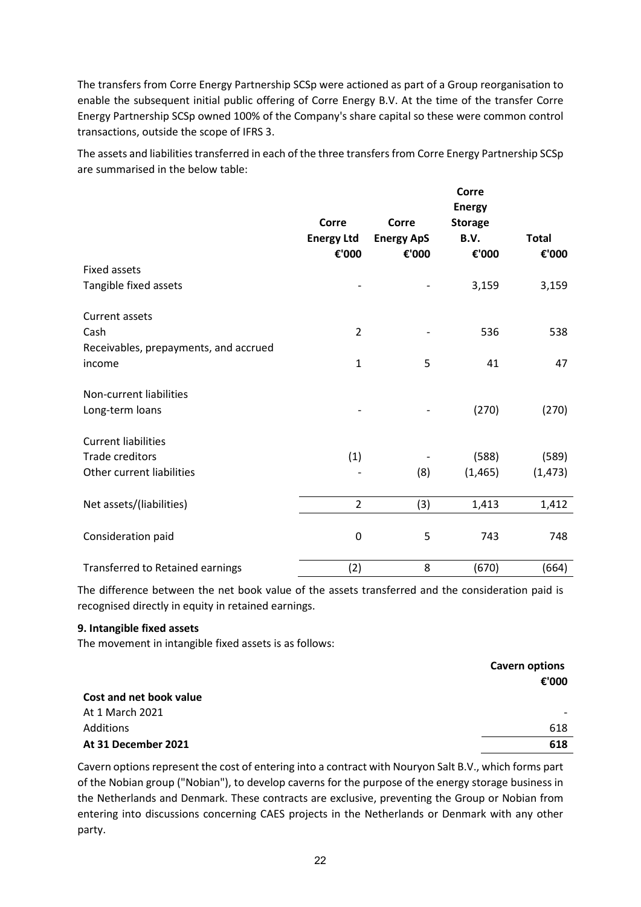The transfers from Corre Energy Partnership SCSp were actioned as part of a Group reorganisation to enable the subsequent initial public offering of Corre Energy B.V. At the time of the transfer Corre Energy Partnership SCSp owned 100% of the Company's share capital so these were common control transactions, outside the scope of IFRS 3.

The assets and liabilities transferred in each of the three transfers from Corre Energy Partnership SCSp are summarised in the below table:

| | Corre Energy Ltd €'000 | Corre Energy ApS €'000 | Corre Energy Storage B.V. €'000 | Total €'000 |
|---|---|---|---|---|
| Fixed assets | | | | |
| Tangible fixed assets | - | - | 3,159 | 3,159 |
| Current assets | | | | |
| Cash | 2 | - | 536 | 538 |
| Receivables, prepayments, and accrued income | 1 | 5 | 41 | 47 |
| Non-current liabilities | | | | |
| Long-term loans | - | - | (270) | (270) |
| Current liabilities | | | | |
| Trade creditors | (1) | - | (588) | (589) |
| Other current liabilities | - | (8) | (1,465) | (1,473) |
| Net assets/(liabilities) | 2 | (3) | 1,413 | 1,412 |
| Consideration paid | 0 | 5 | 743 | 748 |
| Transferred to Retained earnings | (2) | 8 | (670) | (664) |

The difference between the net book value of the assets transferred and the consideration paid is recognised directly in equity in retained earnings.

**9. Intangible fixed assets**

The movement in intangible fixed assets is as follows:

| | Cavern options €'000 |
|---|---|
| **Cost and net book value** | |
| At 1 March 2021 | - |
| Additions | 618 |
| **At 31 December 2021** | **618** |

Cavern options represent the cost of entering into a contract with Nouryon Salt B.V., which forms part of the Nobian group ("Nobian"), to develop caverns for the purpose of the energy storage business in the Netherlands and Denmark. These contracts are exclusive, preventing the Group or Nobian from entering into discussions concerning CAES projects in the Netherlands or Denmark with any other party.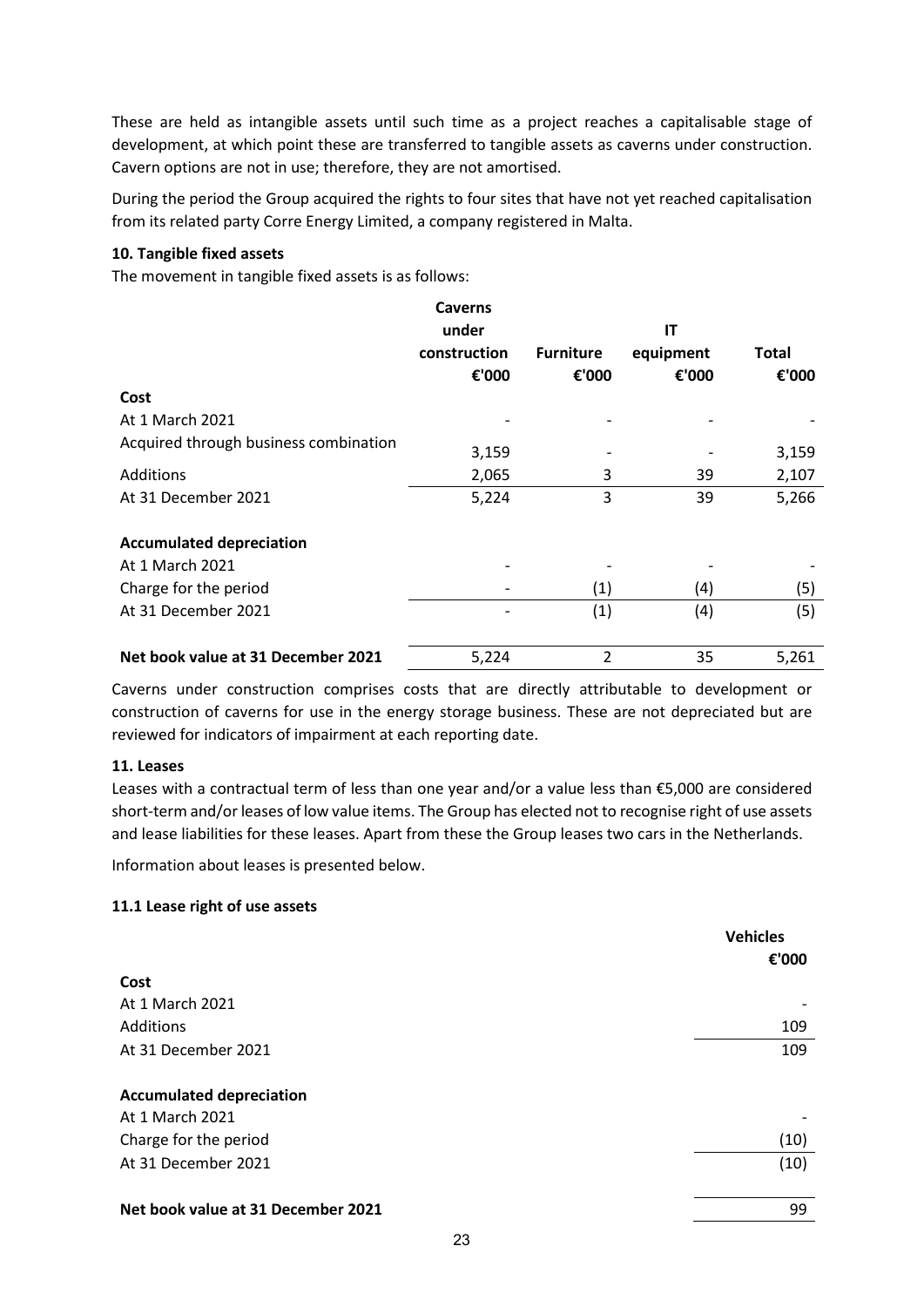These are held as intangible assets until such time as a project reaches a capitalisable stage of development, at which point these are transferred to tangible assets as caverns under construction. Cavern options are not in use; therefore, they are not amortised.

During the period the Group acquired the rights to four sites that have not yet reached capitalisation from its related party Corre Energy Limited, a company registered in Malta.

**10. Tangible fixed assets**

The movement in tangible fixed assets is as follows:

| | Caverns under construction €'000 | Furniture €'000 | IT equipment €'000 | Total €'000 |
|---|---|---|---|---|
| **Cost** | | | | |
| At 1 March 2021 | - | - | - | - |
| Acquired through business combination | 3,159 | - | - | 3,159 |
| Additions | 2,065 | 3 | 39 | 2,107 |
| At 31 December 2021 | 5,224 | 3 | 39 | 5,266 |
| | | | | |
| **Accumulated depreciation** | | | | |
| At 1 March 2021 | - | - | - | - |
| Charge for the period | - | (1) | (4) | (5) |
| At 31 December 2021 | - | (1) | (4) | (5) |
| | | | | |
| **Net book value at 31 December 2021** | 5,224 | 2 | 35 | 5,261 |

Caverns under construction comprises costs that are directly attributable to development or construction of caverns for use in the energy storage business. These are not depreciated but are reviewed for indicators of impairment at each reporting date.

**11. Leases**

Leases with a contractual term of less than one year and/or a value less than €5,000 are considered short-term and/or leases of low value items. The Group has elected not to recognise right of use assets and lease liabilities for these leases. Apart from these the Group leases two cars in the Netherlands.

Information about leases is presented below.

**11.1 Lease right of use assets**

| | Vehicles €'000 |
|---|---|
| **Cost** | |
| At 1 March 2021 | - |
| Additions | 109 |
| At 31 December 2021 | 109 |
| | |
| **Accumulated depreciation** | |
| At 1 March 2021 | - |
| Charge for the period | (10) |
| At 31 December 2021 | (10) |
| | |
| **Net book value at 31 December 2021** | 99 |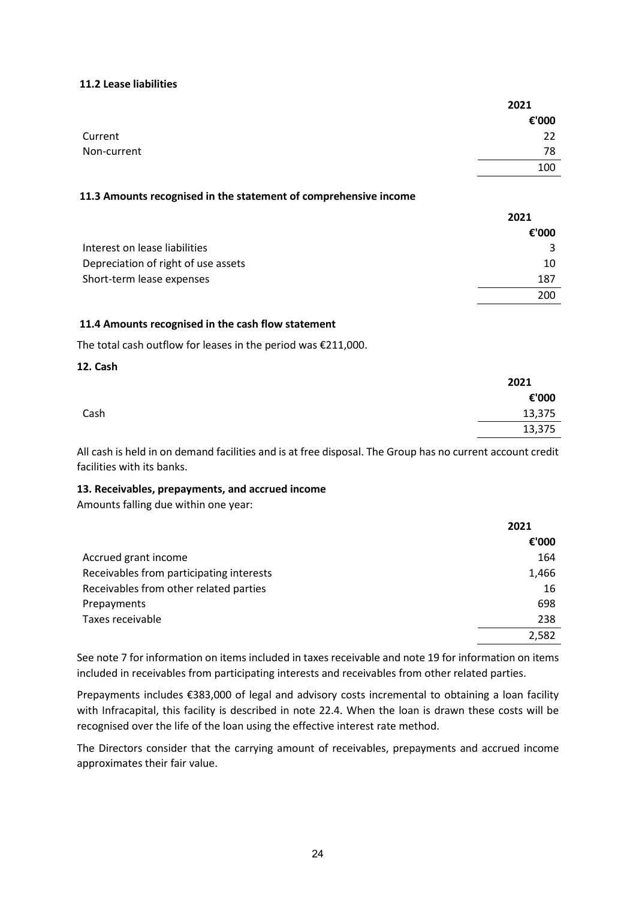### 11.2 Lease liabilities

| | 2021 |
|---|---|
| | €'000 |
| Current | 22 |
| Non-current | 78 |
| | 100 |

### 11.3 Amounts recognised in the statement of comprehensive income

| | 2021 |
|---|---|
| | €'000 |
| Interest on lease liabilities | 3 |
| Depreciation of right of use assets | 10 |
| Short-term lease expenses | 187 |
| | 200 |

### 11.4 Amounts recognised in the cash flow statement

The total cash outflow for leases in the period was €211,000.

## 12. Cash

| | 2021 |
|---|---|
| | €'000 |
| Cash | 13,375 |
| | 13,375 |

All cash is held in on demand facilities and is at free disposal. The Group has no current account credit facilities with its banks.

## 13. Receivables, prepayments, and accrued income

Amounts falling due within one year:

| | 2021 |
|---|---|
| | €'000 |
| Accrued grant income | 164 |
| Receivables from participating interests | 1,466 |
| Receivables from other related parties | 16 |
| Prepayments | 698 |
| Taxes receivable | 238 |
| | 2,582 |

See note 7 for information on items included in taxes receivable and note 19 for information on items included in receivables from participating interests and receivables from other related parties.

Prepayments includes €383,000 of legal and advisory costs incremental to obtaining a loan facility with Infracapital, this facility is described in note 22.4. When the loan is drawn these costs will be recognised over the life of the loan using the effective interest rate method.

The Directors consider that the carrying amount of receivables, prepayments and accrued income approximates their fair value.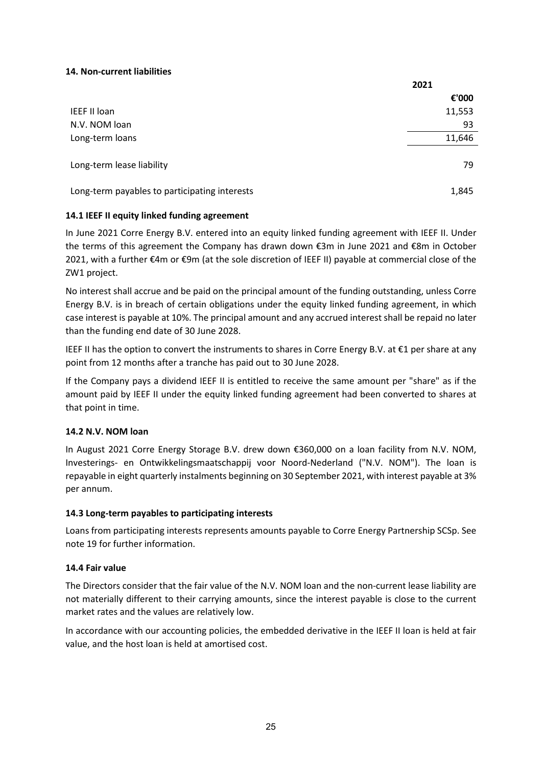### 14. Non-current liabilities

| | 2021 |
|---|---|
| | €'000 |
| IEEF II loan | 11,553 |
| N.V. NOM loan | 93 |
| Long-term loans | 11,646 |
| | |
| Long-term lease liability | 79 |
| | |
| Long-term payables to participating interests | 1,845 |

#### 14.1 IEEF II equity linked funding agreement

In June 2021 Corre Energy B.V. entered into an equity linked funding agreement with IEEF II. Under the terms of this agreement the Company has drawn down €3m in June 2021 and €8m in October 2021, with a further €4m or €9m (at the sole discretion of IEEF II) payable at commercial close of the ZW1 project.

No interest shall accrue and be paid on the principal amount of the funding outstanding, unless Corre Energy B.V. is in breach of certain obligations under the equity linked funding agreement, in which case interest is payable at 10%. The principal amount and any accrued interest shall be repaid no later than the funding end date of 30 June 2028.

IEEF II has the option to convert the instruments to shares in Corre Energy B.V. at €1 per share at any point from 12 months after a tranche has paid out to 30 June 2028.

If the Company pays a dividend IEEF II is entitled to receive the same amount per "share" as if the amount paid by IEEF II under the equity linked funding agreement had been converted to shares at that point in time.

#### 14.2 N.V. NOM loan

In August 2021 Corre Energy Storage B.V. drew down €360,000 on a loan facility from N.V. NOM, Investerings- en Ontwikkelingsmaatschappij voor Noord-Nederland ("N.V. NOM"). The loan is repayable in eight quarterly instalments beginning on 30 September 2021, with interest payable at 3% per annum.

#### 14.3 Long-term payables to participating interests

Loans from participating interests represents amounts payable to Corre Energy Partnership SCSp. See note 19 for further information.

#### 14.4 Fair value

The Directors consider that the fair value of the N.V. NOM loan and the non-current lease liability are not materially different to their carrying amounts, since the interest payable is close to the current market rates and the values are relatively low.

In accordance with our accounting policies, the embedded derivative in the IEEF II loan is held at fair value, and the host loan is held at amortised cost.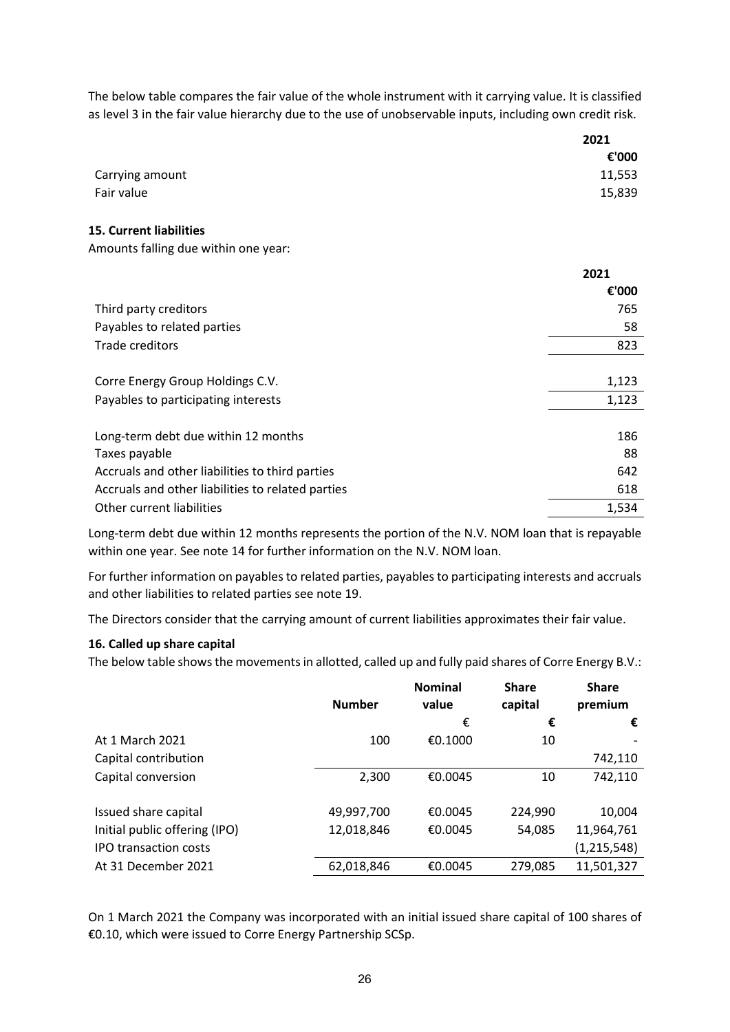The below table compares the fair value of the whole instrument with it carrying value. It is classified as level 3 in the fair value hierarchy due to the use of unobservable inputs, including own credit risk.

| | 2021 |
|---|---|
| | €'000 |
| Carrying amount | 11,553 |
| Fair value | 15,839 |

**15. Current liabilities**

Amounts falling due within one year:

| | 2021 |
|---|---|
| | €'000 |
| Third party creditors | 765 |
| Payables to related parties | 58 |
| Trade creditors | 823 |
| | |
| Corre Energy Group Holdings C.V. | 1,123 |
| Payables to participating interests | 1,123 |
| | |
| Long-term debt due within 12 months | 186 |
| Taxes payable | 88 |
| Accruals and other liabilities to third parties | 642 |
| Accruals and other liabilities to related parties | 618 |
| Other current liabilities | 1,534 |

Long-term debt due within 12 months represents the portion of the N.V. NOM loan that is repayable within one year. See note 14 for further information on the N.V. NOM loan.

For further information on payables to related parties, payables to participating interests and accruals and other liabilities to related parties see note 19.

The Directors consider that the carrying amount of current liabilities approximates their fair value.

**16. Called up share capital**

The below table shows the movements in allotted, called up and fully paid shares of Corre Energy B.V.:

| | Number | Nominal value | Share capital | Share premium |
|---|---|---|---|---|
| | | € | € | € |
| At 1 March 2021 | 100 | €0.1000 | 10 | - |
| Capital contribution | | | | 742,110 |
| Capital conversion | 2,300 | €0.0045 | 10 | 742,110 |
| | | | | |
| Issued share capital | 49,997,700 | €0.0045 | 224,990 | 10,004 |
| Initial public offering (IPO) | 12,018,846 | €0.0045 | 54,085 | 11,964,761 |
| IPO transaction costs | | | | (1,215,548) |
| At 31 December 2021 | 62,018,846 | €0.0045 | 279,085 | 11,501,327 |

On 1 March 2021 the Company was incorporated with an initial issued share capital of 100 shares of €0.10, which were issued to Corre Energy Partnership SCSp.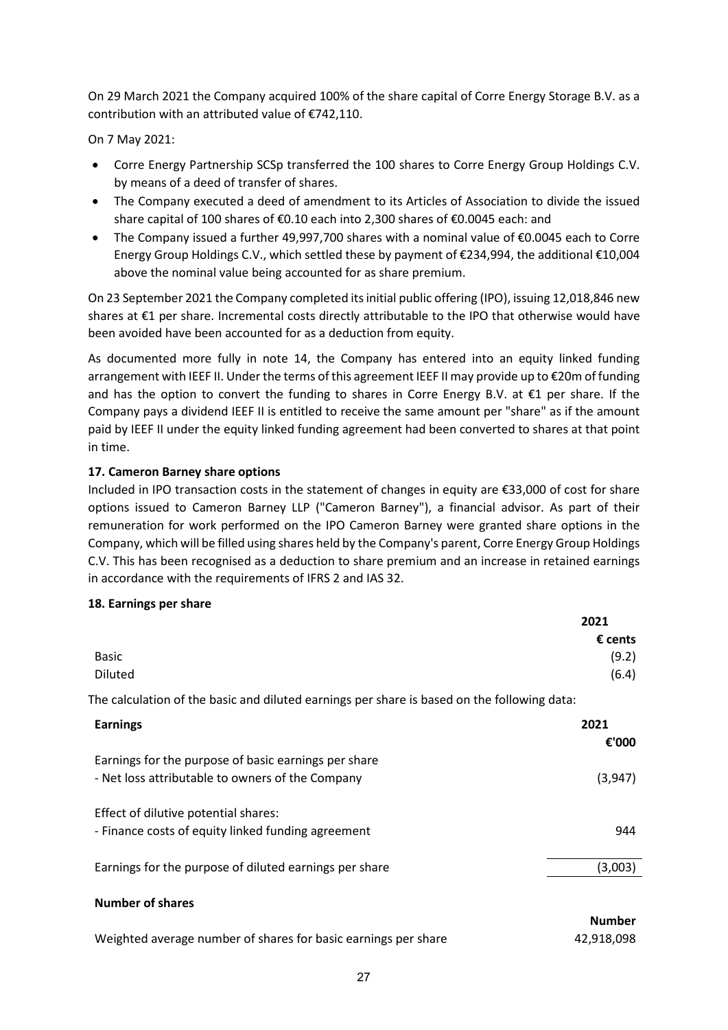On 29 March 2021 the Company acquired 100% of the share capital of Corre Energy Storage B.V. as a contribution with an attributed value of €742,110.

On 7 May 2021:

- Corre Energy Partnership SCSp transferred the 100 shares to Corre Energy Group Holdings C.V. by means of a deed of transfer of shares.
- The Company executed a deed of amendment to its Articles of Association to divide the issued share capital of 100 shares of €0.10 each into 2,300 shares of €0.0045 each: and
- The Company issued a further 49,997,700 shares with a nominal value of €0.0045 each to Corre Energy Group Holdings C.V., which settled these by payment of €234,994, the additional €10,004 above the nominal value being accounted for as share premium.

On 23 September 2021 the Company completed its initial public offering (IPO), issuing 12,018,846 new shares at €1 per share. Incremental costs directly attributable to the IPO that otherwise would have been avoided have been accounted for as a deduction from equity.

As documented more fully in note 14, the Company has entered into an equity linked funding arrangement with IEEF II. Under the terms of this agreement IEEF II may provide up to €20m of funding and has the option to convert the funding to shares in Corre Energy B.V. at €1 per share. If the Company pays a dividend IEEF II is entitled to receive the same amount per "share" as if the amount paid by IEEF II under the equity linked funding agreement had been converted to shares at that point in time.

**17. Cameron Barney share options**

Included in IPO transaction costs in the statement of changes in equity are €33,000 of cost for share options issued to Cameron Barney LLP ("Cameron Barney"), a financial advisor. As part of their remuneration for work performed on the IPO Cameron Barney were granted share options in the Company, which will be filled using shares held by the Company's parent, Corre Energy Group Holdings C.V. This has been recognised as a deduction to share premium and an increase in retained earnings in accordance with the requirements of IFRS 2 and IAS 32.

**18. Earnings per share**

| | 2021 |
|---|---|
| | € cents |
| Basic | (9.2) |
| Diluted | (6.4) |

The calculation of the basic and diluted earnings per share is based on the following data:

| **Earnings** | **2021** |
|---|---|
| | **€'000** |
| Earnings for the purpose of basic earnings per share | |
| - Net loss attributable to owners of the Company | (3,947) |
| | |
| Effect of dilutive potential shares: | |
| - Finance costs of equity linked funding agreement | 944 |
| | |
| Earnings for the purpose of diluted earnings per share | (3,003) |

| **Number of shares** | |
|---|---|
| | **Number** |
| Weighted average number of shares for basic earnings per share | 42,918,098 |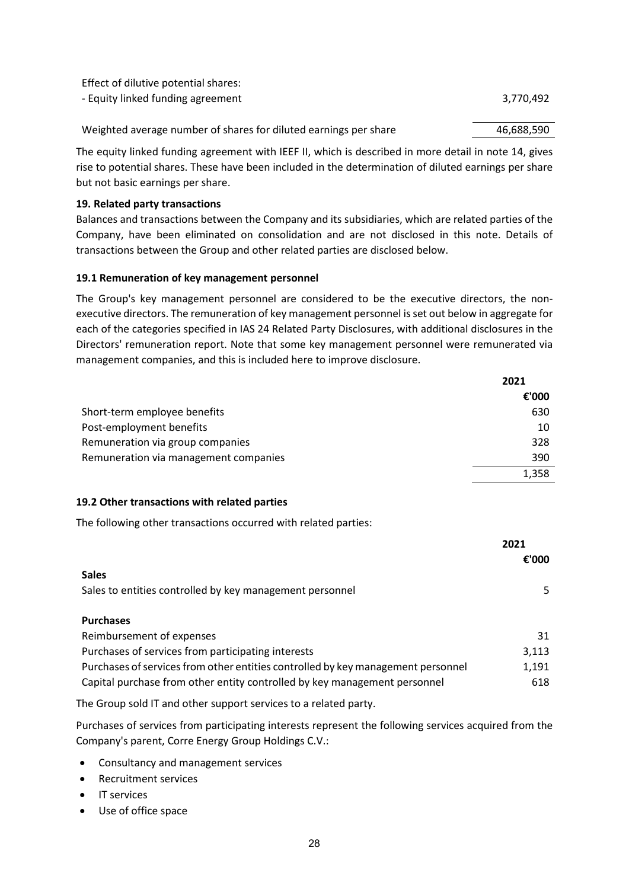| | |
|---|---|
| Effect of dilutive potential shares: | |
| - Equity linked funding agreement | 3,770,492 |
| Weighted average number of shares for diluted earnings per share | 46,688,590 |

The equity linked funding agreement with IEEF II, which is described in more detail in note 14, gives rise to potential shares. These have been included in the determination of diluted earnings per share but not basic earnings per share.

**19. Related party transactions**

Balances and transactions between the Company and its subsidiaries, which are related parties of the Company, have been eliminated on consolidation and are not disclosed in this note. Details of transactions between the Group and other related parties are disclosed below.

**19.1 Remuneration of key management personnel**

The Group's key management personnel are considered to be the executive directors, the non-executive directors. The remuneration of key management personnel is set out below in aggregate for each of the categories specified in IAS 24 Related Party Disclosures, with additional disclosures in the Directors' remuneration report. Note that some key management personnel were remunerated via management companies, and this is included here to improve disclosure.

| | 2021 |
|---|---|
| | €'000 |
| Short-term employee benefits | 630 |
| Post-employment benefits | 10 |
| Remuneration via group companies | 328 |
| Remuneration via management companies | 390 |
| | 1,358 |

**19.2 Other transactions with related parties**

The following other transactions occurred with related parties:

| | 2021 |
|---|---|
| | €'000 |
| **Sales** | |
| Sales to entities controlled by key management personnel | 5 |
| **Purchases** | |
| Reimbursement of expenses | 31 |
| Purchases of services from participating interests | 3,113 |
| Purchases of services from other entities controlled by key management personnel | 1,191 |
| Capital purchase from other entity controlled by key management personnel | 618 |

The Group sold IT and other support services to a related party.

Purchases of services from participating interests represent the following services acquired from the Company's parent, Corre Energy Group Holdings C.V.:

- Consultancy and management services
- Recruitment services
- IT services
- Use of office space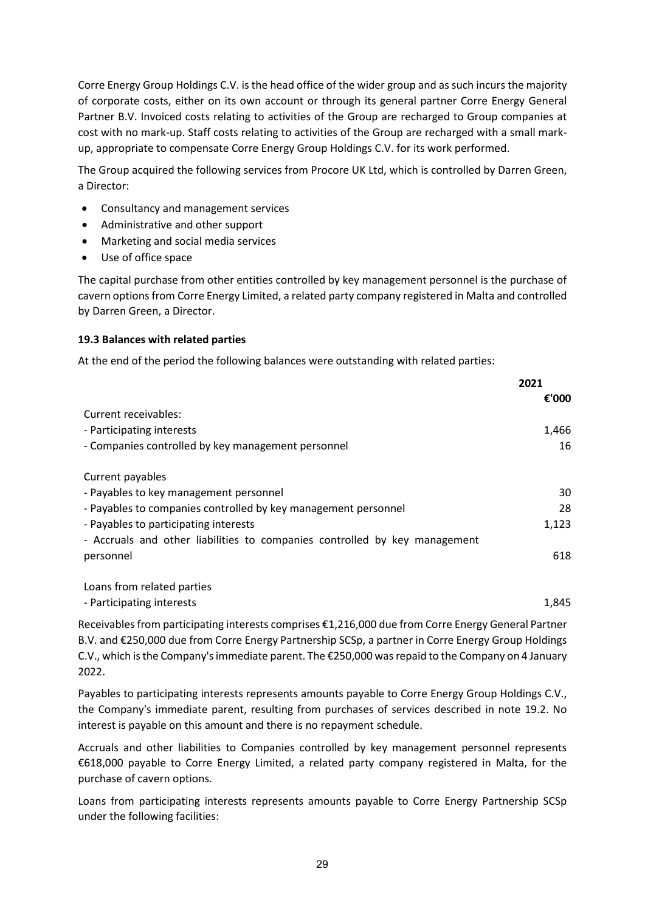Corre Energy Group Holdings C.V. is the head office of the wider group and as such incurs the majority of corporate costs, either on its own account or through its general partner Corre Energy General Partner B.V. Invoiced costs relating to activities of the Group are recharged to Group companies at cost with no mark-up. Staff costs relating to activities of the Group are recharged with a small mark-up, appropriate to compensate Corre Energy Group Holdings C.V. for its work performed.

The Group acquired the following services from Procore UK Ltd, which is controlled by Darren Green, a Director:

- Consultancy and management services
- Administrative and other support
- Marketing and social media services
- Use of office space

The capital purchase from other entities controlled by key management personnel is the purchase of cavern options from Corre Energy Limited, a related party company registered in Malta and controlled by Darren Green, a Director.

**19.3 Balances with related parties**

At the end of the period the following balances were outstanding with related parties:

| | 2021 |
|---|---|
| | €'000 |
| Current receivables: | |
| - Participating interests | 1,466 |
| - Companies controlled by key management personnel | 16 |
| | |
| Current payables | |
| - Payables to key management personnel | 30 |
| - Payables to companies controlled by key management personnel | 28 |
| - Payables to participating interests | 1,123 |
| - Accruals and other liabilities to companies controlled by key management personnel | 618 |
| | |
| Loans from related parties | |
| - Participating interests | 1,845 |

Receivables from participating interests comprises €1,216,000 due from Corre Energy General Partner B.V. and €250,000 due from Corre Energy Partnership SCSp, a partner in Corre Energy Group Holdings C.V., which is the Company's immediate parent. The €250,000 was repaid to the Company on 4 January 2022.

Payables to participating interests represents amounts payable to Corre Energy Group Holdings C.V., the Company's immediate parent, resulting from purchases of services described in note 19.2. No interest is payable on this amount and there is no repayment schedule.

Accruals and other liabilities to Companies controlled by key management personnel represents €618,000 payable to Corre Energy Limited, a related party company registered in Malta, for the purchase of cavern options.

Loans from participating interests represents amounts payable to Corre Energy Partnership SCSp under the following facilities: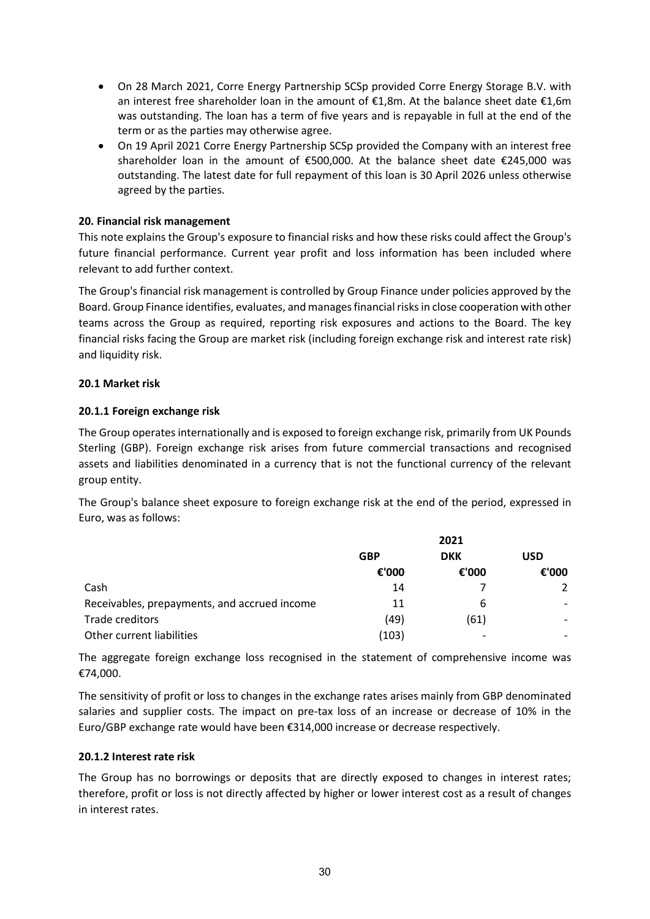- On 28 March 2021, Corre Energy Partnership SCSp provided Corre Energy Storage B.V. with an interest free shareholder loan in the amount of €1,8m. At the balance sheet date €1,6m was outstanding. The loan has a term of five years and is repayable in full at the end of the term or as the parties may otherwise agree.
- On 19 April 2021 Corre Energy Partnership SCSp provided the Company with an interest free shareholder loan in the amount of €500,000. At the balance sheet date €245,000 was outstanding. The latest date for full repayment of this loan is 30 April 2026 unless otherwise agreed by the parties.

**20. Financial risk management**

This note explains the Group's exposure to financial risks and how these risks could affect the Group's future financial performance. Current year profit and loss information has been included where relevant to add further context.

The Group's financial risk management is controlled by Group Finance under policies approved by the Board. Group Finance identifies, evaluates, and manages financial risks in close cooperation with other teams across the Group as required, reporting risk exposures and actions to the Board. The key financial risks facing the Group are market risk (including foreign exchange risk and interest rate risk) and liquidity risk.

**20.1 Market risk**

**20.1.1 Foreign exchange risk**

The Group operates internationally and is exposed to foreign exchange risk, primarily from UK Pounds Sterling (GBP). Foreign exchange risk arises from future commercial transactions and recognised assets and liabilities denominated in a currency that is not the functional currency of the relevant group entity.

The Group's balance sheet exposure to foreign exchange risk at the end of the period, expressed in Euro, was as follows:

| | 2021 | | |
|---|---|---|---|
| | **GBP** | **DKK** | **USD** |
| | **€'000** | **€'000** | **€'000** |
| Cash | 14 | 7 | 2 |
| Receivables, prepayments, and accrued income | 11 | 6 | - |
| Trade creditors | (49) | (61) | - |
| Other current liabilities | (103) | - | - |

The aggregate foreign exchange loss recognised in the statement of comprehensive income was €74,000.

The sensitivity of profit or loss to changes in the exchange rates arises mainly from GBP denominated salaries and supplier costs. The impact on pre-tax loss of an increase or decrease of 10% in the Euro/GBP exchange rate would have been €314,000 increase or decrease respectively.

**20.1.2 Interest rate risk**

The Group has no borrowings or deposits that are directly exposed to changes in interest rates; therefore, profit or loss is not directly affected by higher or lower interest cost as a result of changes in interest rates.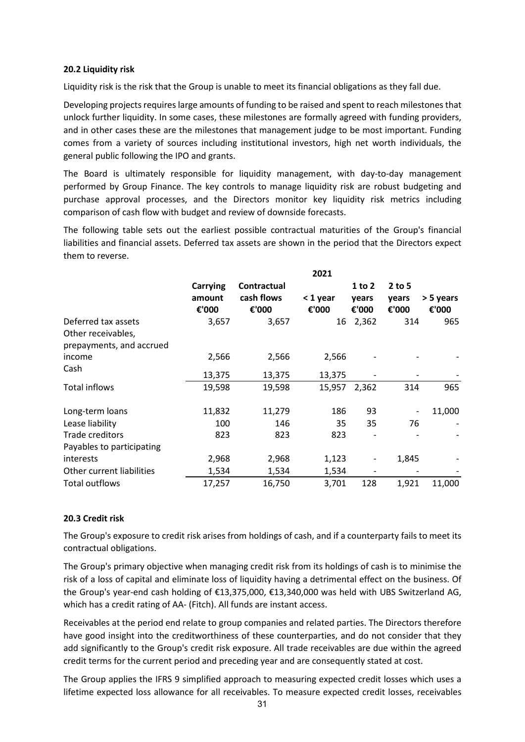### 20.2 Liquidity risk

Liquidity risk is the risk that the Group is unable to meet its financial obligations as they fall due.

Developing projects requires large amounts of funding to be raised and spent to reach milestones that unlock further liquidity. In some cases, these milestones are formally agreed with funding providers, and in other cases these are the milestones that management judge to be most important. Funding comes from a variety of sources including institutional investors, high net worth individuals, the general public following the IPO and grants.

The Board is ultimately responsible for liquidity management, with day-to-day management performed by Group Finance. The key controls to manage liquidity risk are robust budgeting and purchase approval processes, and the Directors monitor key liquidity risk metrics including comparison of cash flow with budget and review of downside forecasts.

The following table sets out the earliest possible contractual maturities of the Group's financial liabilities and financial assets. Deferred tax assets are shown in the period that the Directors expect them to reverse.

| | 2021 | | | | | |
|---|---|---|---|---|---|---|
| | **Carrying amount €'000** | **Contractual cash flows €'000** | **< 1 year €'000** | **1 to 2 years €'000** | **2 to 5 years €'000** | **> 5 years €'000** |
| Deferred tax assets | 3,657 | 3,657 | 16 | 2,362 | 314 | 965 |
| Other receivables, prepayments, and accrued income | 2,566 | 2,566 | 2,566 | - | - | - |
| Cash | 13,375 | 13,375 | 13,375 | - | - | - |
| Total inflows | 19,598 | 19,598 | 15,957 | 2,362 | 314 | 965 |
| | | | | | | |
| Long-term loans | 11,832 | 11,279 | 186 | 93 | - | 11,000 |
| Lease liability | 100 | 146 | 35 | 35 | 76 | - |
| Trade creditors | 823 | 823 | 823 | - | - | - |
| Payables to participating interests | 2,968 | 2,968 | 1,123 | - | 1,845 | - |
| Other current liabilities | 1,534 | 1,534 | 1,534 | - | - | - |
| Total outflows | 17,257 | 16,750 | 3,701 | 128 | 1,921 | 11,000 |

### 20.3 Credit risk

The Group's exposure to credit risk arises from holdings of cash, and if a counterparty fails to meet its contractual obligations.

The Group's primary objective when managing credit risk from its holdings of cash is to minimise the risk of a loss of capital and eliminate loss of liquidity having a detrimental effect on the business. Of the Group's year-end cash holding of €13,375,000, €13,340,000 was held with UBS Switzerland AG, which has a credit rating of AA- (Fitch). All funds are instant access.

Receivables at the period end relate to group companies and related parties. The Directors therefore have good insight into the creditworthiness of these counterparties, and do not consider that they add significantly to the Group's credit risk exposure. All trade receivables are due within the agreed credit terms for the current period and preceding year and are consequently stated at cost.

The Group applies the IFRS 9 simplified approach to measuring expected credit losses which uses a lifetime expected loss allowance for all receivables. To measure expected credit losses, receivables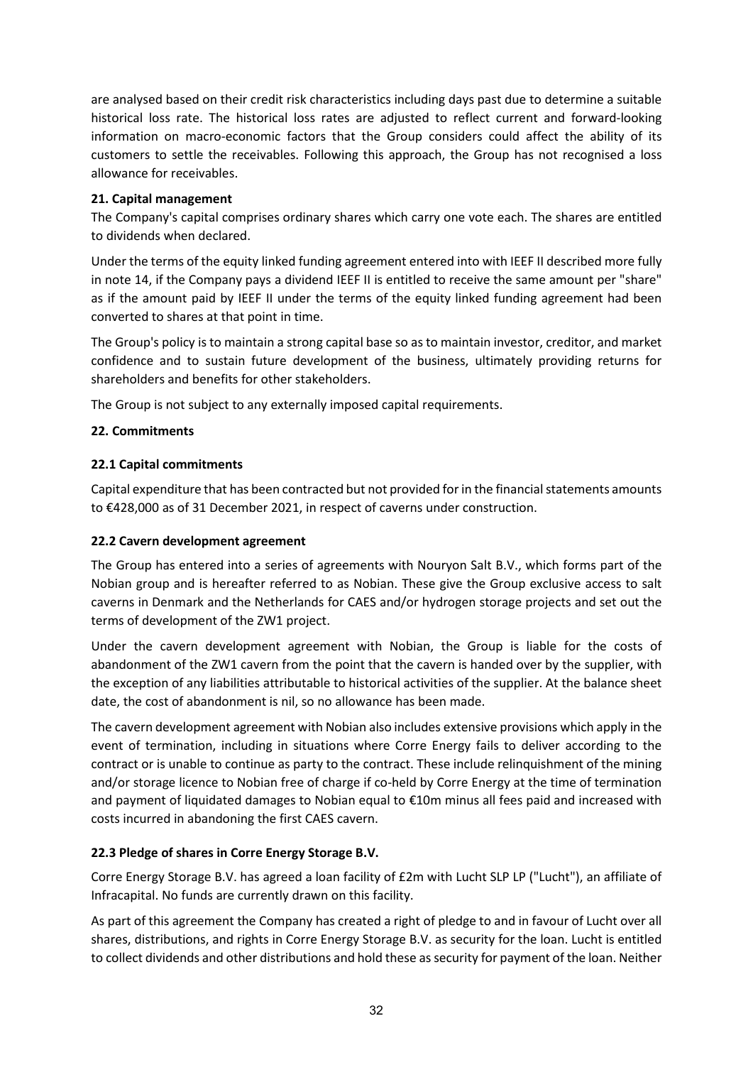are analysed based on their credit risk characteristics including days past due to determine a suitable historical loss rate. The historical loss rates are adjusted to reflect current and forward-looking information on macro-economic factors that the Group considers could affect the ability of its customers to settle the receivables. Following this approach, the Group has not recognised a loss allowance for receivables.

**21. Capital management**

The Company's capital comprises ordinary shares which carry one vote each. The shares are entitled to dividends when declared.

Under the terms of the equity linked funding agreement entered into with IEEF II described more fully in note 14, if the Company pays a dividend IEEF II is entitled to receive the same amount per "share" as if the amount paid by IEEF II under the terms of the equity linked funding agreement had been converted to shares at that point in time.

The Group's policy is to maintain a strong capital base so as to maintain investor, creditor, and market confidence and to sustain future development of the business, ultimately providing returns for shareholders and benefits for other stakeholders.

The Group is not subject to any externally imposed capital requirements.

**22. Commitments**

**22.1 Capital commitments**

Capital expenditure that has been contracted but not provided for in the financial statements amounts to €428,000 as of 31 December 2021, in respect of caverns under construction.

**22.2 Cavern development agreement**

The Group has entered into a series of agreements with Nouryon Salt B.V., which forms part of the Nobian group and is hereafter referred to as Nobian. These give the Group exclusive access to salt caverns in Denmark and the Netherlands for CAES and/or hydrogen storage projects and set out the terms of development of the ZW1 project.

Under the cavern development agreement with Nobian, the Group is liable for the costs of abandonment of the ZW1 cavern from the point that the cavern is handed over by the supplier, with the exception of any liabilities attributable to historical activities of the supplier. At the balance sheet date, the cost of abandonment is nil, so no allowance has been made.

The cavern development agreement with Nobian also includes extensive provisions which apply in the event of termination, including in situations where Corre Energy fails to deliver according to the contract or is unable to continue as party to the contract. These include relinquishment of the mining and/or storage licence to Nobian free of charge if co-held by Corre Energy at the time of termination and payment of liquidated damages to Nobian equal to €10m minus all fees paid and increased with costs incurred in abandoning the first CAES cavern.

**22.3 Pledge of shares in Corre Energy Storage B.V.**

Corre Energy Storage B.V. has agreed a loan facility of £2m with Lucht SLP LP ("Lucht"), an affiliate of Infracapital. No funds are currently drawn on this facility.

As part of this agreement the Company has created a right of pledge to and in favour of Lucht over all shares, distributions, and rights in Corre Energy Storage B.V. as security for the loan. Lucht is entitled to collect dividends and other distributions and hold these as security for payment of the loan. Neither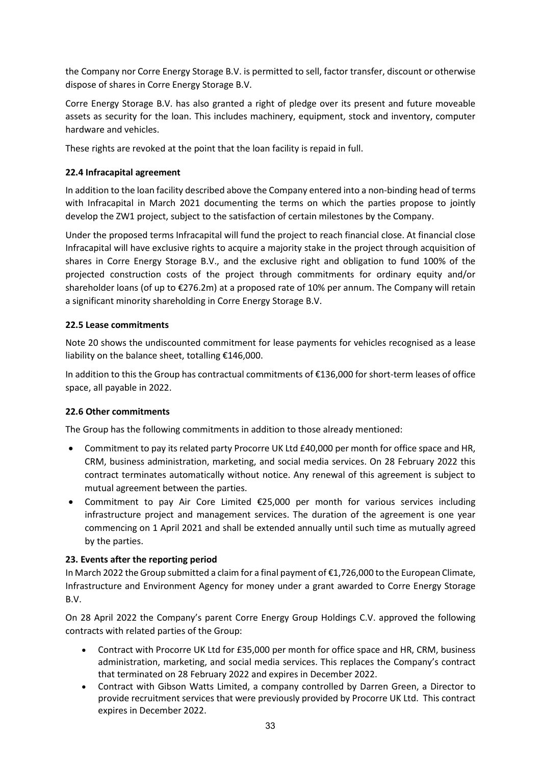the Company nor Corre Energy Storage B.V. is permitted to sell, factor transfer, discount or otherwise dispose of shares in Corre Energy Storage B.V.

Corre Energy Storage B.V. has also granted a right of pledge over its present and future moveable assets as security for the loan. This includes machinery, equipment, stock and inventory, computer hardware and vehicles.

These rights are revoked at the point that the loan facility is repaid in full.

### 22.4 Infracapital agreement

In addition to the loan facility described above the Company entered into a non-binding head of terms with Infracapital in March 2021 documenting the terms on which the parties propose to jointly develop the ZW1 project, subject to the satisfaction of certain milestones by the Company.

Under the proposed terms Infracapital will fund the project to reach financial close. At financial close Infracapital will have exclusive rights to acquire a majority stake in the project through acquisition of shares in Corre Energy Storage B.V., and the exclusive right and obligation to fund 100% of the projected construction costs of the project through commitments for ordinary equity and/or shareholder loans (of up to €276.2m) at a proposed rate of 10% per annum. The Company will retain a significant minority shareholding in Corre Energy Storage B.V.

### 22.5 Lease commitments

Note 20 shows the undiscounted commitment for lease payments for vehicles recognised as a lease liability on the balance sheet, totalling €146,000.

In addition to this the Group has contractual commitments of €136,000 for short-term leases of office space, all payable in 2022.

### 22.6 Other commitments

The Group has the following commitments in addition to those already mentioned:

- Commitment to pay its related party Procorre UK Ltd £40,000 per month for office space and HR, CRM, business administration, marketing, and social media services. On 28 February 2022 this contract terminates automatically without notice. Any renewal of this agreement is subject to mutual agreement between the parties.
- Commitment to pay Air Core Limited €25,000 per month for various services including infrastructure project and management services. The duration of the agreement is one year commencing on 1 April 2021 and shall be extended annually until such time as mutually agreed by the parties.

## 23. Events after the reporting period

In March 2022 the Group submitted a claim for a final payment of €1,726,000 to the European Climate, Infrastructure and Environment Agency for money under a grant awarded to Corre Energy Storage B.V.

On 28 April 2022 the Company's parent Corre Energy Group Holdings C.V. approved the following contracts with related parties of the Group:

- Contract with Procorre UK Ltd for £35,000 per month for office space and HR, CRM, business administration, marketing, and social media services. This replaces the Company's contract that terminated on 28 February 2022 and expires in December 2022.
- Contract with Gibson Watts Limited, a company controlled by Darren Green, a Director to provide recruitment services that were previously provided by Procorre UK Ltd. This contract expires in December 2022.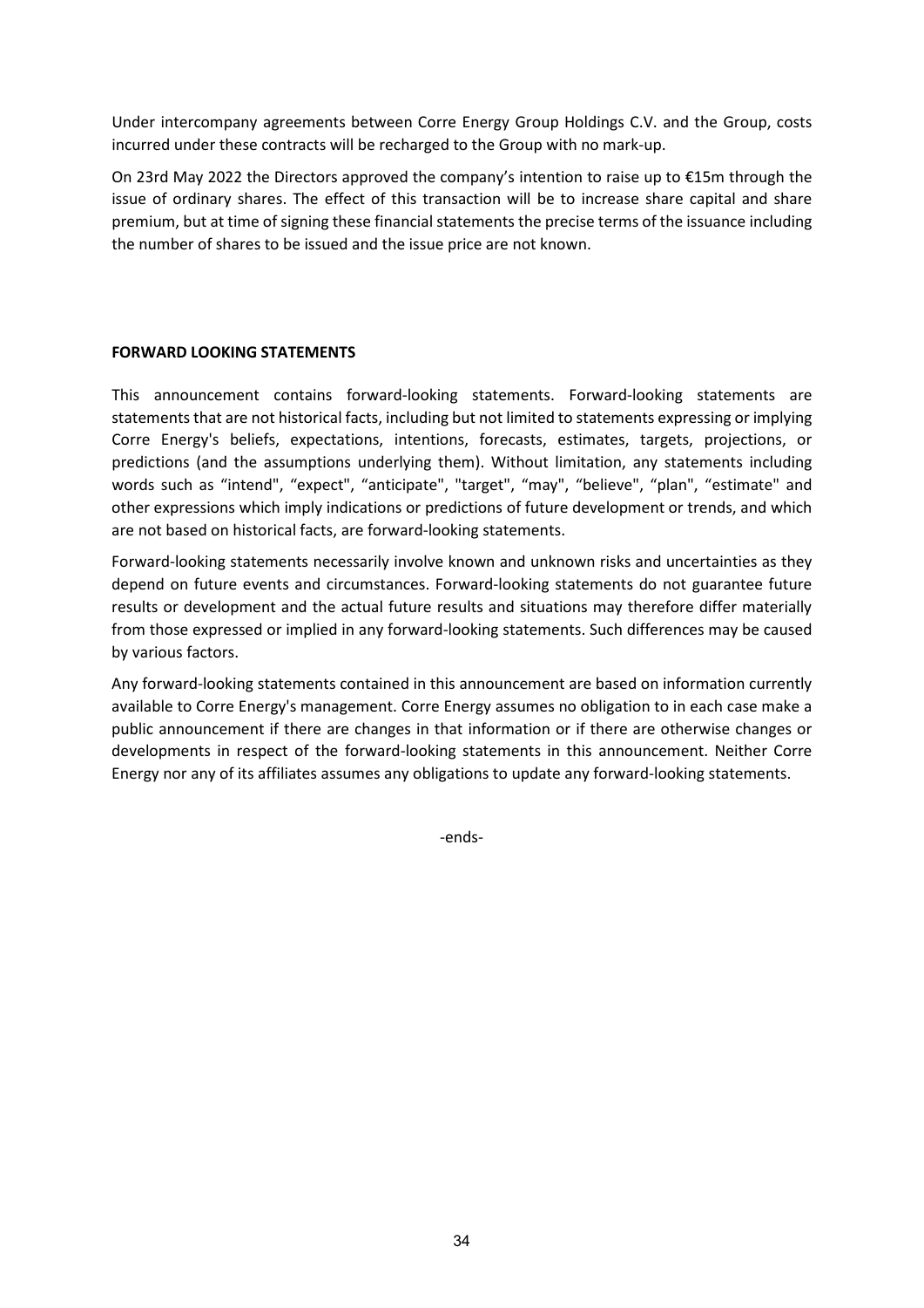Under intercompany agreements between Corre Energy Group Holdings C.V. and the Group, costs incurred under these contracts will be recharged to the Group with no mark-up.

On 23rd May 2022 the Directors approved the company's intention to raise up to €15m through the issue of ordinary shares. The effect of this transaction will be to increase share capital and share premium, but at time of signing these financial statements the precise terms of the issuance including the number of shares to be issued and the issue price are not known.

**FORWARD LOOKING STATEMENTS**

This announcement contains forward-looking statements. Forward-looking statements are statements that are not historical facts, including but not limited to statements expressing or implying Corre Energy's beliefs, expectations, intentions, forecasts, estimates, targets, projections, or predictions (and the assumptions underlying them). Without limitation, any statements including words such as "intend", "expect", "anticipate", "target", "may", "believe", "plan", "estimate" and other expressions which imply indications or predictions of future development or trends, and which are not based on historical facts, are forward-looking statements.

Forward-looking statements necessarily involve known and unknown risks and uncertainties as they depend on future events and circumstances. Forward-looking statements do not guarantee future results or development and the actual future results and situations may therefore differ materially from those expressed or implied in any forward-looking statements. Such differences may be caused by various factors.

Any forward-looking statements contained in this announcement are based on information currently available to Corre Energy's management. Corre Energy assumes no obligation to in each case make a public announcement if there are changes in that information or if there are otherwise changes or developments in respect of the forward-looking statements in this announcement. Neither Corre Energy nor any of its affiliates assumes any obligations to update any forward-looking statements.

-ends-